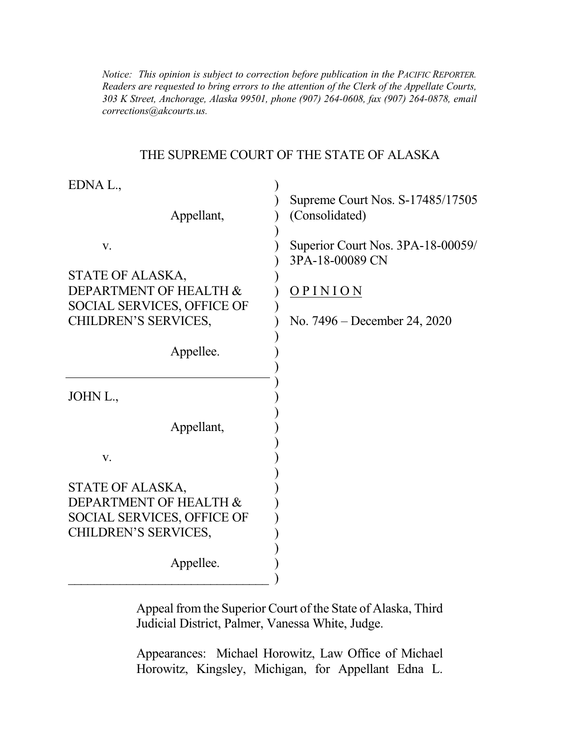*Notice: This opinion is subject to correction before publication in the PACIFIC REPORTER. Readers are requested to bring errors to the attention of the Clerk of the Appellate Courts, 303 K Street, Anchorage, Alaska 99501, phone (907) 264-0608, fax (907) 264-0878, email corrections@akcourts.us.*

# THE SUPREME COURT OF THE STATE OF ALASKA

EDNA L.,

Appellant,

v.

STATE OF ALASKA, DEPARTMENT OF HEALTH & SOCIAL SERVICES, OFFICE OF CHILDREN'S SERVICES,

Appellee.

---

JOHN L.,

Appellant,

v.

STATE OF ALASKA, DEPARTMENT OF HEALTH & SOCIAL SERVICES, OFFICE OF CHILDREN'S SERVICES,

Appellee.

Supreme Court Nos. S-17485/17505 (Consolidated)

Superior Court Nos. 3PA-18-00059/ 3PA-18-00089 CN

O P I N I O N

No. 7496 – December 24, 2020

Appeal from the Superior Court of the State of Alaska, Third Judicial District, Palmer, Vanessa White, Judge.

Appearances: Michael Horowitz, Law Office of Michael Horowitz, Kingsley, Michigan, for Appellant Edna L.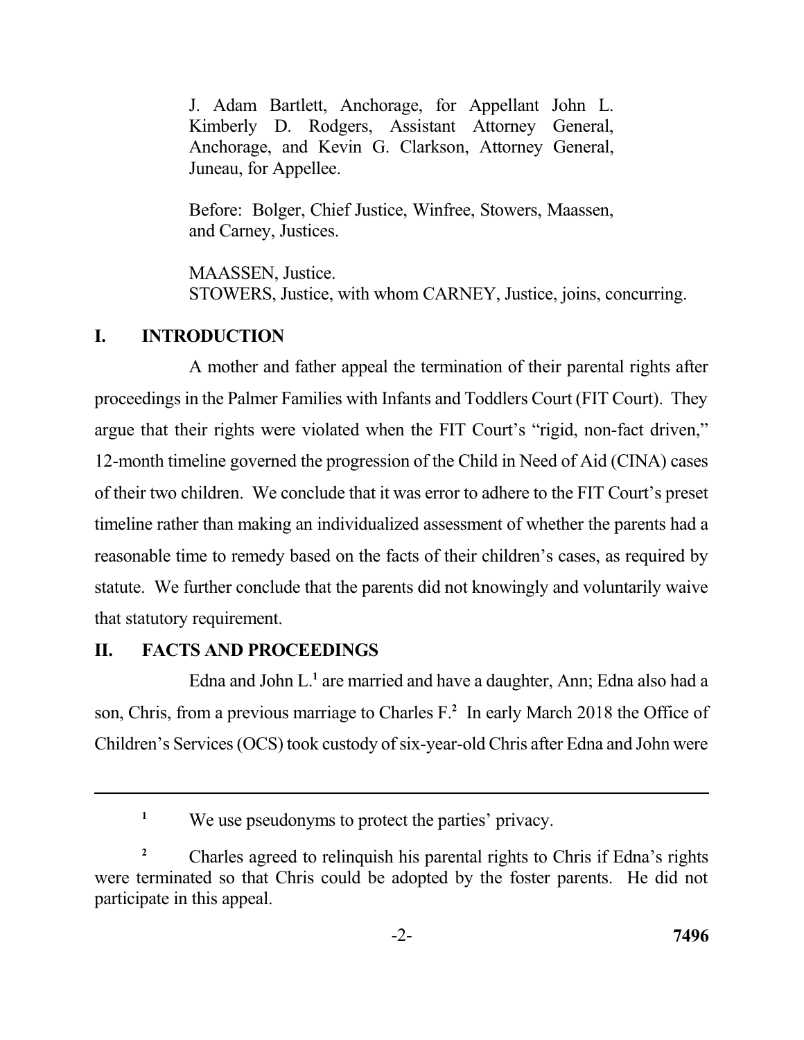J. Adam Bartlett, Anchorage, for Appellant John L. Kimberly D. Rodgers, Assistant Attorney General, Anchorage, and Kevin G. Clarkson, Attorney General, Juneau, for Appellee.

Before: Bolger, Chief Justice, Winfree, Stowers, Maassen, and Carney, Justices.

MAASSEN, Justice.
STOWERS, Justice, with whom CARNEY, Justice, joins, concurring.

## I. INTRODUCTION

A mother and father appeal the termination of their parental rights after proceedings in the Palmer Families with Infants and Toddlers Court (FIT Court). They argue that their rights were violated when the FIT Court's "rigid, non-fact driven," 12-month timeline governed the progression of the Child in Need of Aid (CINA) cases of their two children. We conclude that it was error to adhere to the FIT Court's preset timeline rather than making an individualized assessment of whether the parents had a reasonable time to remedy based on the facts of their children's cases, as required by statute. We further conclude that the parents did not knowingly and voluntarily waive that statutory requirement.

## II. FACTS AND PROCEEDINGS

Edna and John L.[1] are married and have a daughter, Ann; Edna also had a son, Chris, from a previous marriage to Charles F.[2] In early March 2018 the Office of Children's Services (OCS) took custody of six-year-old Chris after Edna and John were

---

[1] We use pseudonyms to protect the parties' privacy.

[2] Charles agreed to relinquish his parental rights to Chris if Edna's rights were terminated so that Chris could be adopted by the foster parents. He did not participate in this appeal.

7496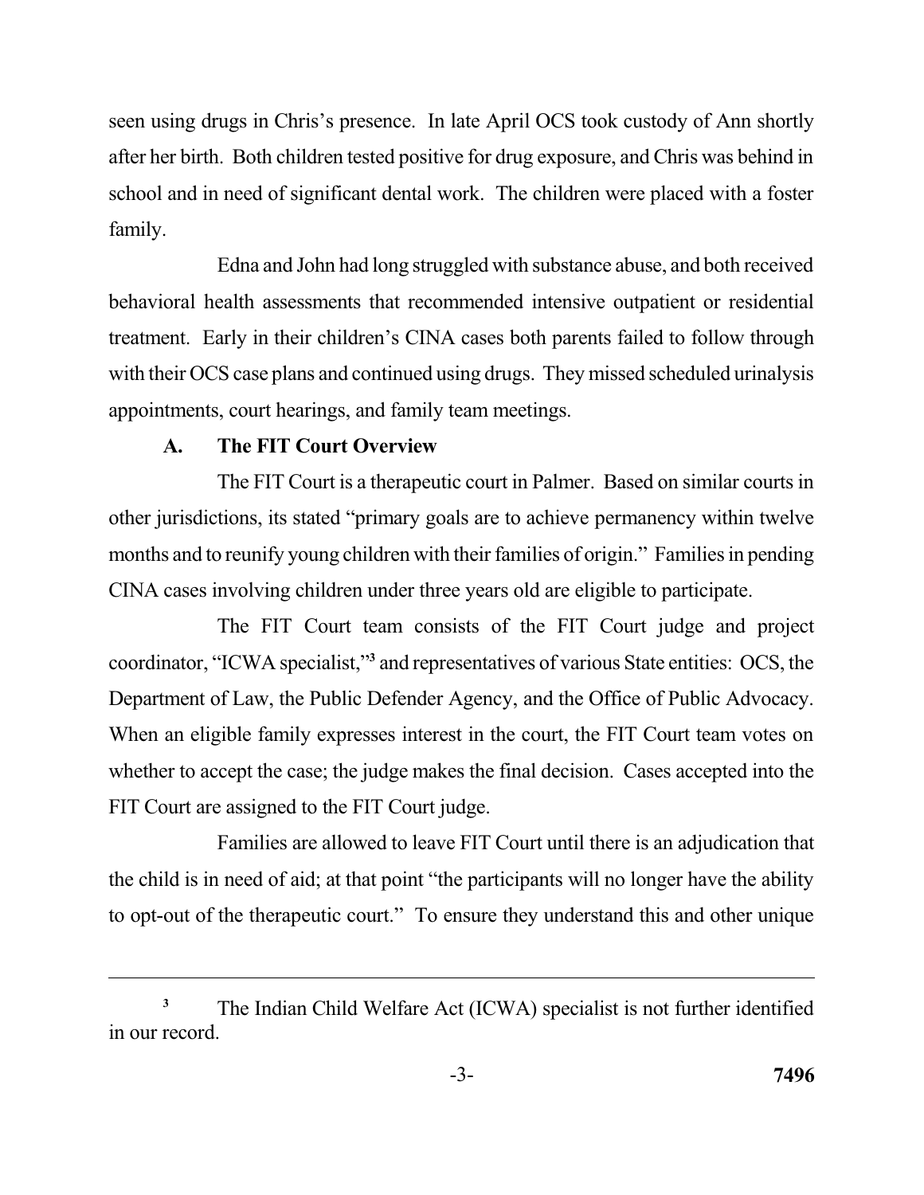seen using drugs in Chris's presence. In late April OCS took custody of Ann shortly after her birth. Both children tested positive for drug exposure, and Chris was behind in school and in need of significant dental work. The children were placed with a foster family.

Edna and John had long struggled with substance abuse, and both received behavioral health assessments that recommended intensive outpatient or residential treatment. Early in their children's CINA cases both parents failed to follow through with their OCS case plans and continued using drugs. They missed scheduled urinalysis appointments, court hearings, and family team meetings.

### A. The FIT Court Overview

The FIT Court is a therapeutic court in Palmer. Based on similar courts in other jurisdictions, its stated "primary goals are to achieve permanency within twelve months and to reunify young children with their families of origin." Families in pending CINA cases involving children under three years old are eligible to participate.

The FIT Court team consists of the FIT Court judge and project coordinator, "ICWA specialist,"[3] and representatives of various State entities: OCS, the Department of Law, the Public Defender Agency, and the Office of Public Advocacy. When an eligible family expresses interest in the court, the FIT Court team votes on whether to accept the case; the judge makes the final decision. Cases accepted into the FIT Court are assigned to the FIT Court judge.

Families are allowed to leave FIT Court until there is an adjudication that the child is in need of aid; at that point "the participants will no longer have the ability to opt-out of the therapeutic court." To ensure they understand this and other unique

---

[3] The Indian Child Welfare Act (ICWA) specialist is not further identified in our record.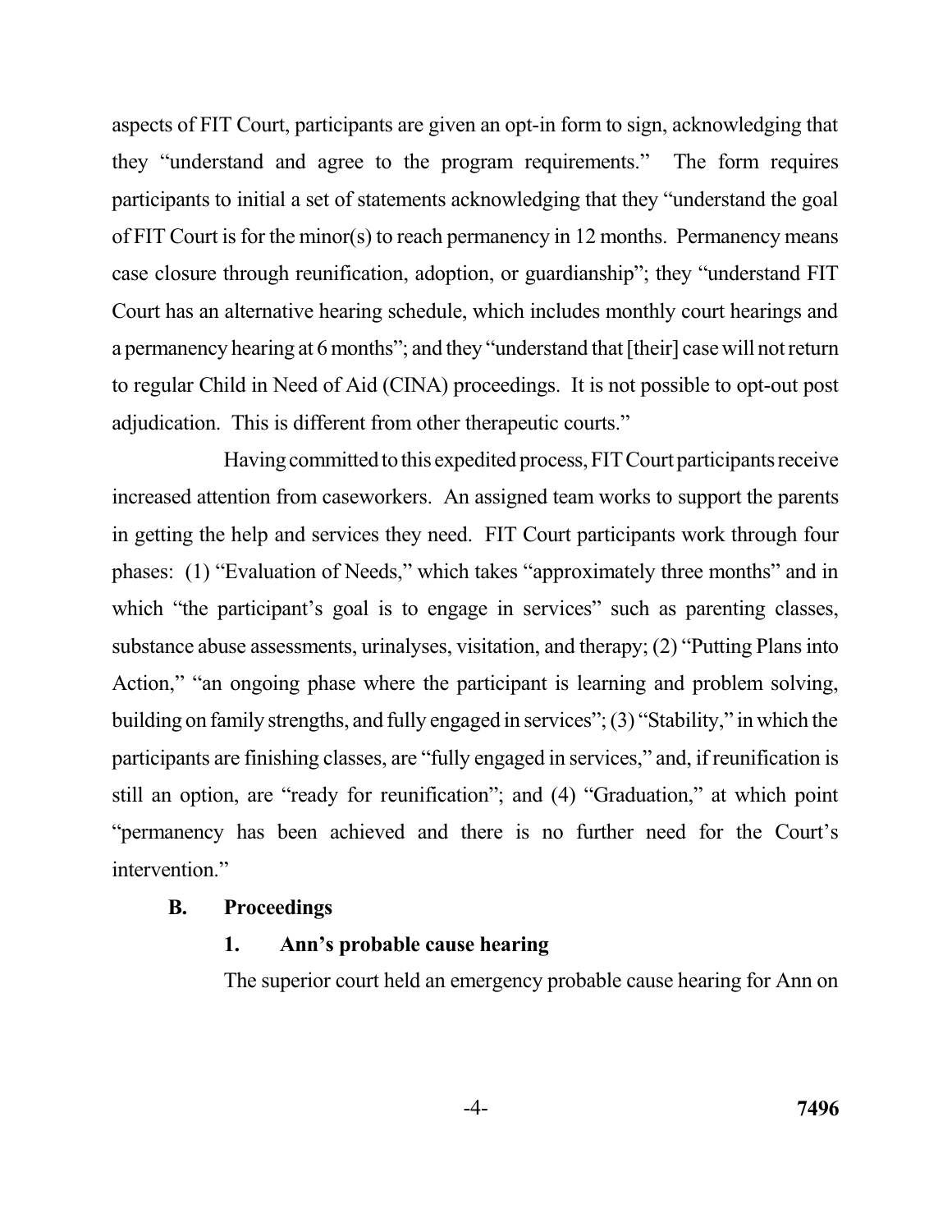aspects of FIT Court, participants are given an opt-in form to sign, acknowledging that they "understand and agree to the program requirements." The form requires participants to initial a set of statements acknowledging that they "understand the goal of FIT Court is for the minor(s) to reach permanency in 12 months. Permanency means case closure through reunification, adoption, or guardianship"; they "understand FIT Court has an alternative hearing schedule, which includes monthly court hearings and a permanency hearing at 6 months"; and they "understand that [their] case will not return to regular Child in Need of Aid (CINA) proceedings. It is not possible to opt-out post adjudication. This is different from other therapeutic courts."

Having committed to this expedited process, FIT Court participants receive increased attention from caseworkers. An assigned team works to support the parents in getting the help and services they need. FIT Court participants work through four phases: (1) "Evaluation of Needs," which takes "approximately three months" and in which "the participant's goal is to engage in services" such as parenting classes, substance abuse assessments, urinalyses, visitation, and therapy; (2) "Putting Plans into Action," "an ongoing phase where the participant is learning and problem solving, building on family strengths, and fully engaged in services"; (3) "Stability," in which the participants are finishing classes, are "fully engaged in services," and, if reunification is still an option, are "ready for reunification"; and (4) "Graduation," at which point "permanency has been achieved and there is no further need for the Court's intervention."

### B. Proceedings

#### 1. Ann's probable cause hearing

The superior court held an emergency probable cause hearing for Ann on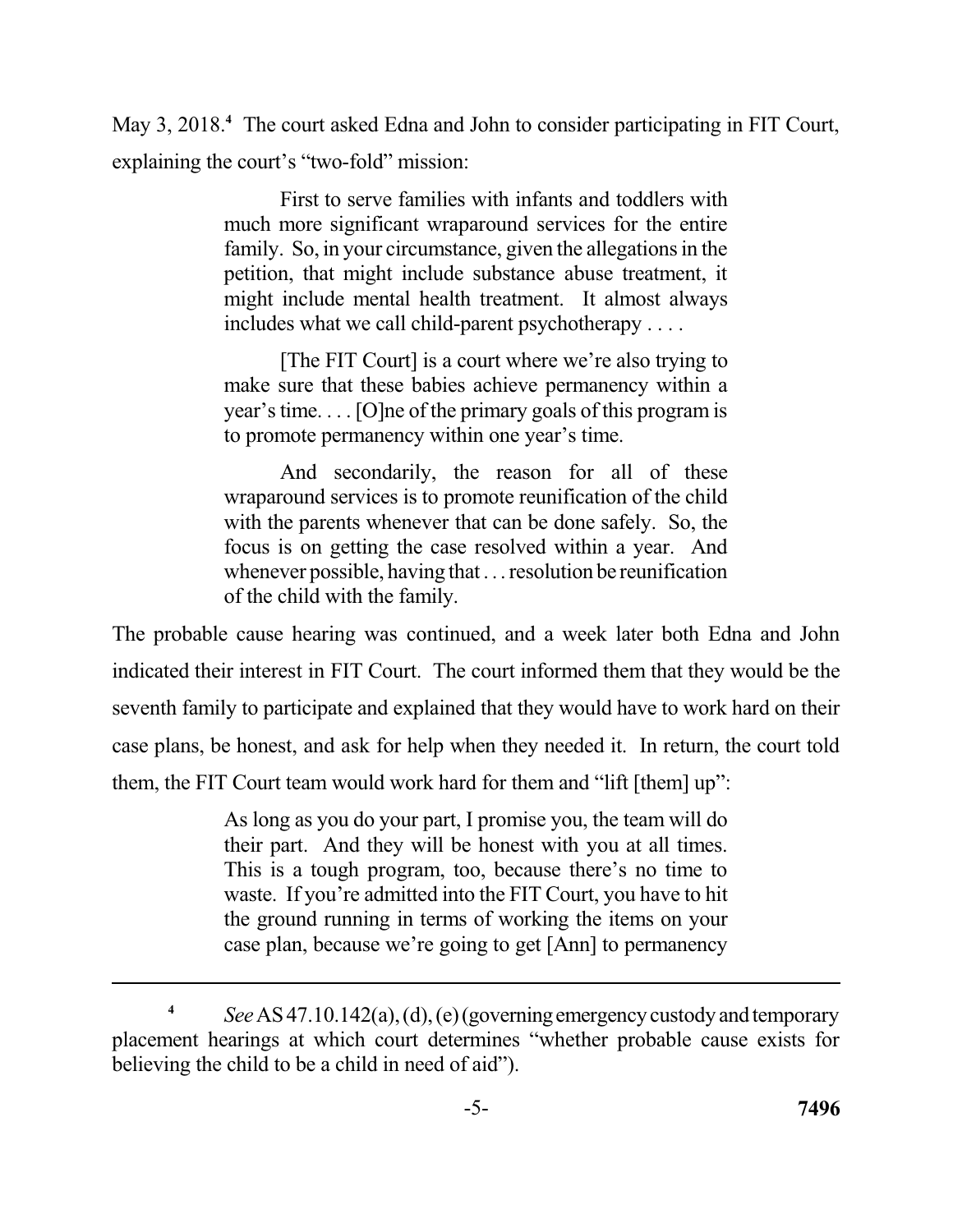May 3, 2018.[4] The court asked Edna and John to consider participating in FIT Court, explaining the court's "two-fold" mission:

> First to serve families with infants and toddlers with much more significant wraparound services for the entire family. So, in your circumstance, given the allegations in the petition, that might include substance abuse treatment, it might include mental health treatment. It almost always includes what we call child-parent psychotherapy . . . .
>
> [The FIT Court] is a court where we're also trying to make sure that these babies achieve permanency within a year's time. . . . [O]ne of the primary goals of this program is to promote permanency within one year's time.
>
> And secondarily, the reason for all of these wraparound services is to promote reunification of the child with the parents whenever that can be done safely. So, the focus is on getting the case resolved within a year. And whenever possible, having that . . . resolution be reunification of the child with the family.

The probable cause hearing was continued, and a week later both Edna and John indicated their interest in FIT Court. The court informed them that they would be the seventh family to participate and explained that they would have to work hard on their case plans, be honest, and ask for help when they needed it. In return, the court told them, the FIT Court team would work hard for them and "lift [them] up":

> As long as you do your part, I promise you, the team will do their part. And they will be honest with you at all times. This is a tough program, too, because there's no time to waste. If you're admitted into the FIT Court, you have to hit the ground running in terms of working the items on your case plan, because we're going to get [Ann] to permanency

---

[4] *See* AS 47.10.142(a), (d), (e) (governing emergency custody and temporary placement hearings at which court determines "whether probable cause exists for believing the child to be a child in need of aid").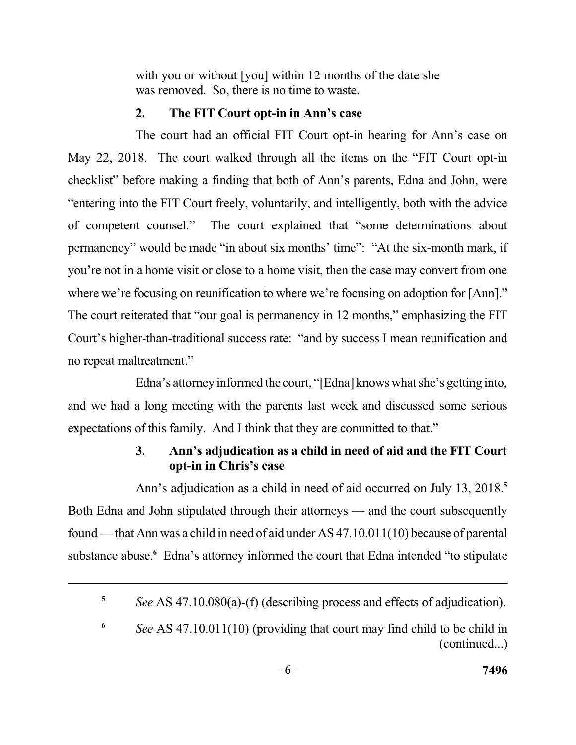> with you or without [you] within 12 months of the date she was removed. So, there is no time to waste.

### 2. The FIT Court opt-in in Ann's case

The court had an official FIT Court opt-in hearing for Ann's case on May 22, 2018. The court walked through all the items on the "FIT Court opt-in checklist" before making a finding that both of Ann's parents, Edna and John, were "entering into the FIT Court freely, voluntarily, and intelligently, both with the advice of competent counsel." The court explained that "some determinations about permanency" would be made "in about six months' time": "At the six-month mark, if you're not in a home visit or close to a home visit, then the case may convert from one where we're focusing on reunification to where we're focusing on adoption for [Ann]." The court reiterated that "our goal is permanency in 12 months," emphasizing the FIT Court's higher-than-traditional success rate: "and by success I mean reunification and no repeat maltreatment."

Edna's attorney informed the court, "[Edna] knows what she's getting into, and we had a long meeting with the parents last week and discussed some serious expectations of this family. And I think that they are committed to that."

### 3. Ann's adjudication as a child in need of aid and the FIT Court opt-in in Chris's case

Ann's adjudication as a child in need of aid occurred on July 13, 2018.[5] Both Edna and John stipulated through their attorneys — and the court subsequently found — that Ann was a child in need of aid under AS 47.10.011(10) because of parental substance abuse.[6] Edna's attorney informed the court that Edna intended "to stipulate

---

[5] *See* AS 47.10.080(a)-(f) (describing process and effects of adjudication).

[6] *See* AS 47.10.011(10) (providing that court may find child to be child in (continued...)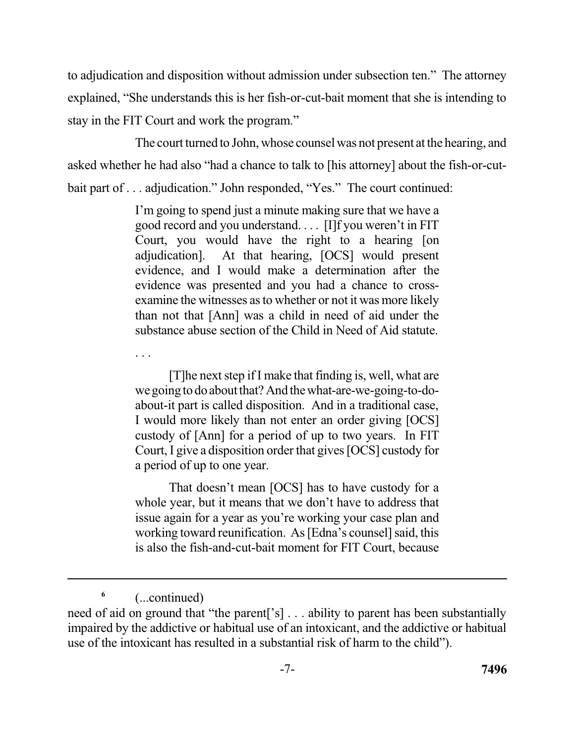to adjudication and disposition without admission under subsection ten." The attorney explained, "She understands this is her fish-or-cut-bait moment that she is intending to stay in the FIT Court and work the program."

The court turned to John, whose counsel was not present at the hearing, and asked whether he had also "had a chance to talk to [his attorney] about the fish-or-cut-bait part of . . . adjudication." John responded, "Yes." The court continued:

> I'm going to spend just a minute making sure that we have a good record and you understand. . . . [I]f you weren't in FIT Court, you would have the right to a hearing [on adjudication]. At that hearing, [OCS] would present evidence, and I would make a determination after the evidence was presented and you had a chance to cross-examine the witnesses as to whether or not it was more likely than not that [Ann] was a child in need of aid under the substance abuse section of the Child in Need of Aid statute.
>
> . . .
>
> [T]he next step if I make that finding is, well, what are we going to do about that? And the what-are-we-going-to-do-about-it part is called disposition. And in a traditional case, I would more likely than not enter an order giving [OCS] custody of [Ann] for a period of up to two years. In FIT Court, I give a disposition order that gives [OCS] custody for a period of up to one year.
>
> That doesn't mean [OCS] has to have custody for a whole year, but it means that we don't have to address that issue again for a year as you're working your case plan and working toward reunification. As [Edna's counsel] said, this is also the fish-and-cut-bait moment for FIT Court, because

---

[6] (...continued)
need of aid on ground that "the parent['s] . . . ability to parent has been substantially impaired by the addictive or habitual use of an intoxicant, and the addictive or habitual use of the intoxicant has resulted in a substantial risk of harm to the child").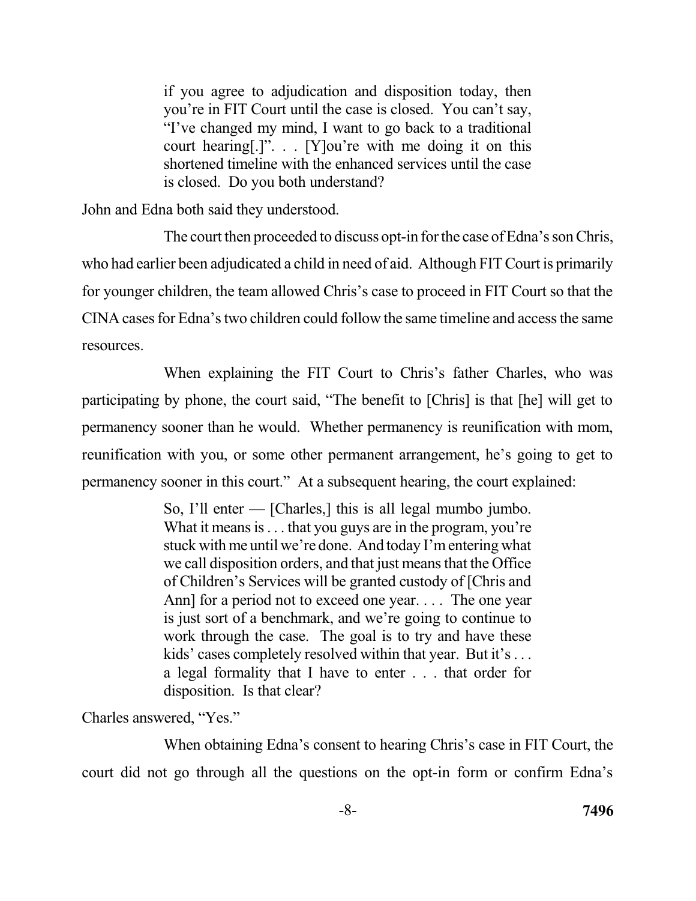> if you agree to adjudication and disposition today, then you're in FIT Court until the case is closed. You can't say, "I've changed my mind, I want to go back to a traditional court hearing[.]". . . [Y]ou're with me doing it on this shortened timeline with the enhanced services until the case is closed. Do you both understand?

John and Edna both said they understood.

The court then proceeded to discuss opt-in for the case of Edna's son Chris, who had earlier been adjudicated a child in need of aid. Although FIT Court is primarily for younger children, the team allowed Chris's case to proceed in FIT Court so that the CINA cases for Edna's two children could follow the same timeline and access the same resources.

When explaining the FIT Court to Chris's father Charles, who was participating by phone, the court said, "The benefit to [Chris] is that [he] will get to permanency sooner than he would. Whether permanency is reunification with mom, reunification with you, or some other permanent arrangement, he's going to get to permanency sooner in this court." At a subsequent hearing, the court explained:

> So, I'll enter — [Charles,] this is all legal mumbo jumbo. What it means is . . . that you guys are in the program, you're stuck with me until we're done. And today I'm entering what we call disposition orders, and that just means that the Office of Children's Services will be granted custody of [Chris and Ann] for a period not to exceed one year. . . . The one year is just sort of a benchmark, and we're going to continue to work through the case. The goal is to try and have these kids' cases completely resolved within that year. But it's . . . a legal formality that I have to enter . . . that order for disposition. Is that clear?

Charles answered, "Yes."

When obtaining Edna's consent to hearing Chris's case in FIT Court, the court did not go through all the questions on the opt-in form or confirm Edna's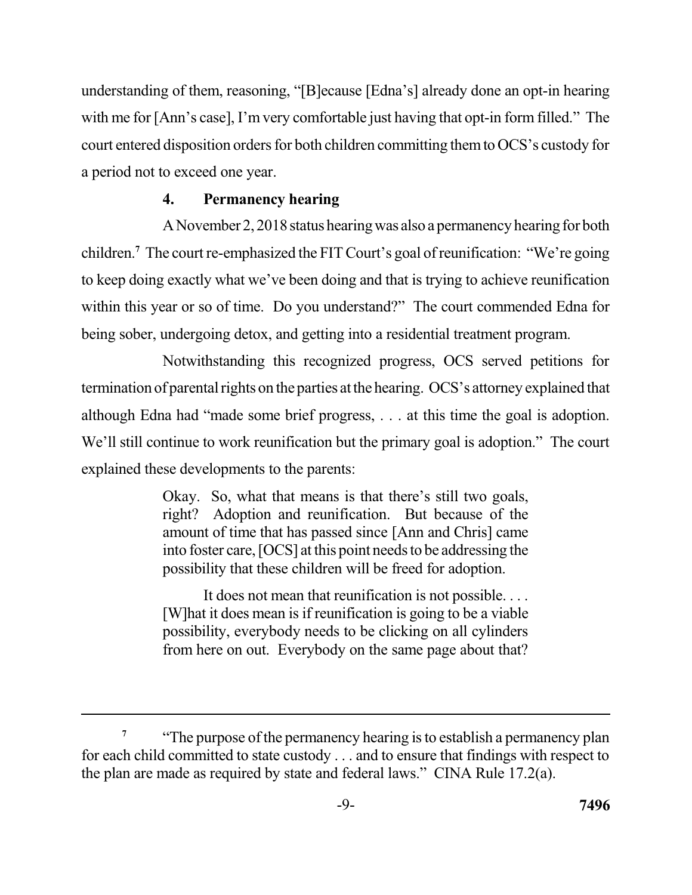understanding of them, reasoning, "[B]ecause [Edna's] already done an opt-in hearing with me for [Ann's case], I'm very comfortable just having that opt-in form filled." The court entered disposition orders for both children committing them to OCS's custody for a period not to exceed one year.

#### 4. Permanency hearing

A November 2, 2018 status hearing was also a permanency hearing for both children.[7] The court re-emphasized the FIT Court's goal of reunification: "We're going to keep doing exactly what we've been doing and that is trying to achieve reunification within this year or so of time. Do you understand?" The court commended Edna for being sober, undergoing detox, and getting into a residential treatment program.

Notwithstanding this recognized progress, OCS served petitions for termination of parental rights on the parties at the hearing. OCS's attorney explained that although Edna had "made some brief progress, . . . at this time the goal is adoption. We'll still continue to work reunification but the primary goal is adoption." The court explained these developments to the parents:

> Okay. So, what that means is that there's still two goals, right? Adoption and reunification. But because of the amount of time that has passed since [Ann and Chris] came into foster care, [OCS] at this point needs to be addressing the possibility that these children will be freed for adoption.
>
> It does not mean that reunification is not possible. . . . [W]hat it does mean is if reunification is going to be a viable possibility, everybody needs to be clicking on all cylinders from here on out. Everybody on the same page about that?

---

[7] "The purpose of the permanency hearing is to establish a permanency plan for each child committed to state custody . . . and to ensure that findings with respect to the plan are made as required by state and federal laws." CINA Rule 17.2(a).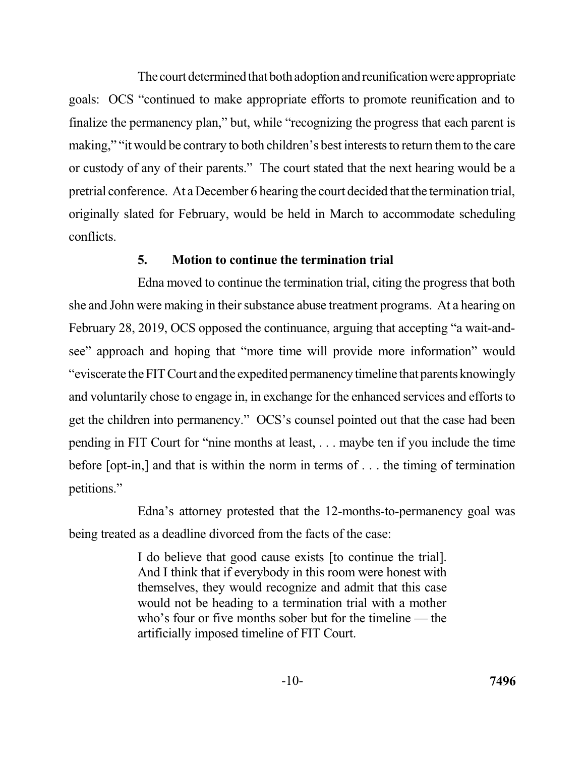The court determined that both adoption and reunification were appropriate goals: OCS "continued to make appropriate efforts to promote reunification and to finalize the permanency plan," but, while "recognizing the progress that each parent is making," "it would be contrary to both children's best interests to return them to the care or custody of any of their parents." The court stated that the next hearing would be a pretrial conference. At a December 6 hearing the court decided that the termination trial, originally slated for February, would be held in March to accommodate scheduling conflicts.

### 5. Motion to continue the termination trial

Edna moved to continue the termination trial, citing the progress that both she and John were making in their substance abuse treatment programs. At a hearing on February 28, 2019, OCS opposed the continuance, arguing that accepting "a wait-and-see" approach and hoping that "more time will provide more information" would "eviscerate the FIT Court and the expedited permanency timeline that parents knowingly and voluntarily chose to engage in, in exchange for the enhanced services and efforts to get the children into permanency." OCS's counsel pointed out that the case had been pending in FIT Court for "nine months at least, . . . maybe ten if you include the time before [opt-in,] and that is within the norm in terms of . . . the timing of termination petitions."

Edna's attorney protested that the 12-months-to-permanency goal was being treated as a deadline divorced from the facts of the case:

> I do believe that good cause exists [to continue the trial]. And I think that if everybody in this room were honest with themselves, they would recognize and admit that this case would not be heading to a termination trial with a mother who's four or five months sober but for the timeline — the artificially imposed timeline of FIT Court.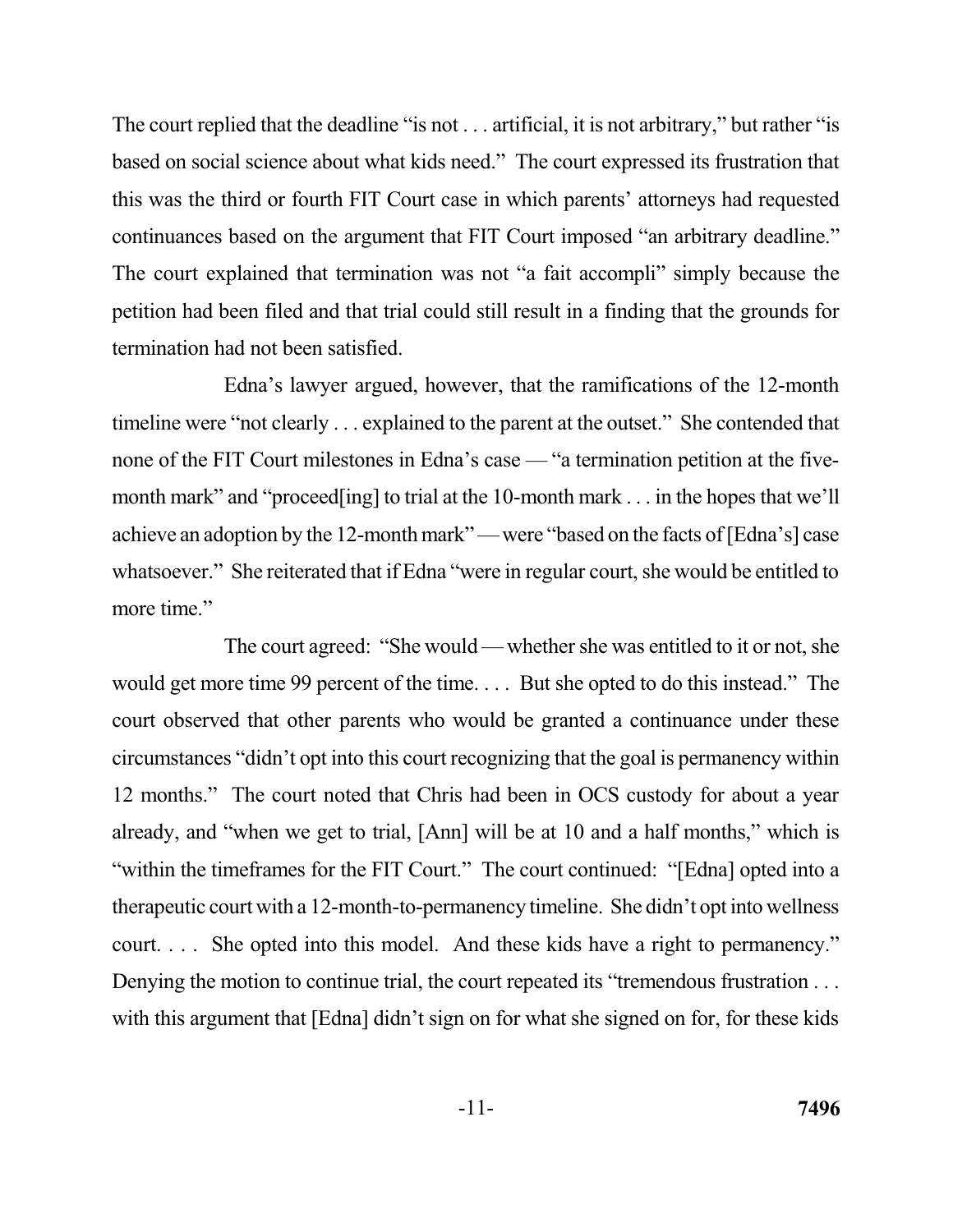The court replied that the deadline "is not . . . artificial, it is not arbitrary," but rather "is based on social science about what kids need." The court expressed its frustration that this was the third or fourth FIT Court case in which parents' attorneys had requested continuances based on the argument that FIT Court imposed "an arbitrary deadline." The court explained that termination was not "a fait accompli" simply because the petition had been filed and that trial could still result in a finding that the grounds for termination had not been satisfied.

Edna's lawyer argued, however, that the ramifications of the 12-month timeline were "not clearly . . . explained to the parent at the outset." She contended that none of the FIT Court milestones in Edna's case — "a termination petition at the five-month mark" and "proceed[ing] to trial at the 10-month mark . . . in the hopes that we'll achieve an adoption by the 12-month mark" — were "based on the facts of [Edna's] case whatsoever." She reiterated that if Edna "were in regular court, she would be entitled to more time."

The court agreed: "She would — whether she was entitled to it or not, she would get more time 99 percent of the time. . . . But she opted to do this instead." The court observed that other parents who would be granted a continuance under these circumstances "didn't opt into this court recognizing that the goal is permanency within 12 months." The court noted that Chris had been in OCS custody for about a year already, and "when we get to trial, [Ann] will be at 10 and a half months," which is "within the timeframes for the FIT Court." The court continued: "[Edna] opted into a therapeutic court with a 12-month-to-permanency timeline. She didn't opt into wellness court. . . . She opted into this model. And these kids have a right to permanency." Denying the motion to continue trial, the court repeated its "tremendous frustration . . . with this argument that [Edna] didn't sign on for what she signed on for, for these kids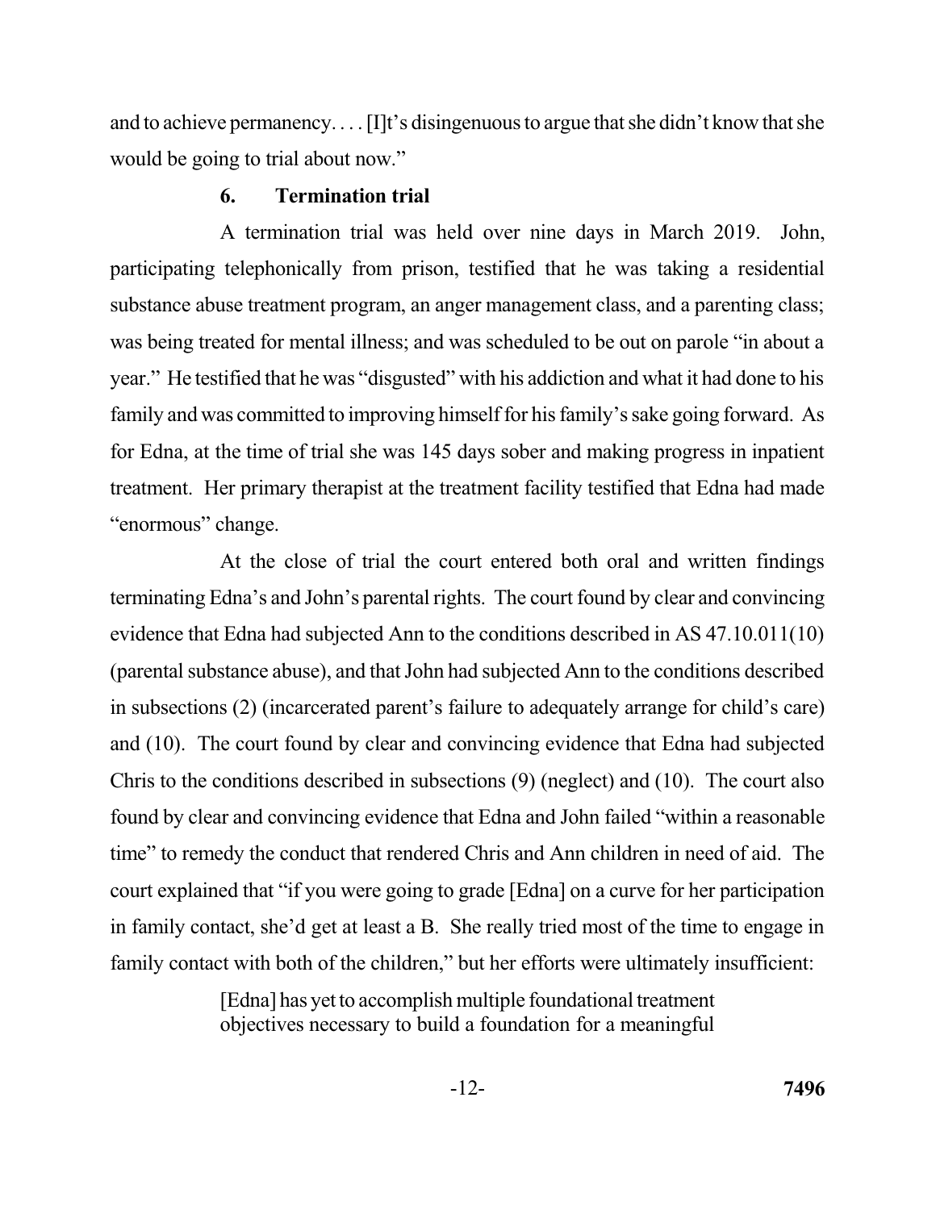and to achieve permanency. . . . [I]t's disingenuous to argue that she didn't know that she would be going to trial about now."

### 6. Termination trial

A termination trial was held over nine days in March 2019. John, participating telephonically from prison, testified that he was taking a residential substance abuse treatment program, an anger management class, and a parenting class; was being treated for mental illness; and was scheduled to be out on parole "in about a year." He testified that he was "disgusted" with his addiction and what it had done to his family and was committed to improving himself for his family's sake going forward. As for Edna, at the time of trial she was 145 days sober and making progress in inpatient treatment. Her primary therapist at the treatment facility testified that Edna had made "enormous" change.

At the close of trial the court entered both oral and written findings terminating Edna's and John's parental rights. The court found by clear and convincing evidence that Edna had subjected Ann to the conditions described in AS 47.10.011(10) (parental substance abuse), and that John had subjected Ann to the conditions described in subsections (2) (incarcerated parent's failure to adequately arrange for child's care) and (10). The court found by clear and convincing evidence that Edna had subjected Chris to the conditions described in subsections (9) (neglect) and (10). The court also found by clear and convincing evidence that Edna and John failed "within a reasonable time" to remedy the conduct that rendered Chris and Ann children in need of aid. The court explained that "if you were going to grade [Edna] on a curve for her participation in family contact, she'd get at least a B. She really tried most of the time to engage in family contact with both of the children," but her efforts were ultimately insufficient:

> [Edna] has yet to accomplish multiple foundational treatment objectives necessary to build a foundation for a meaningful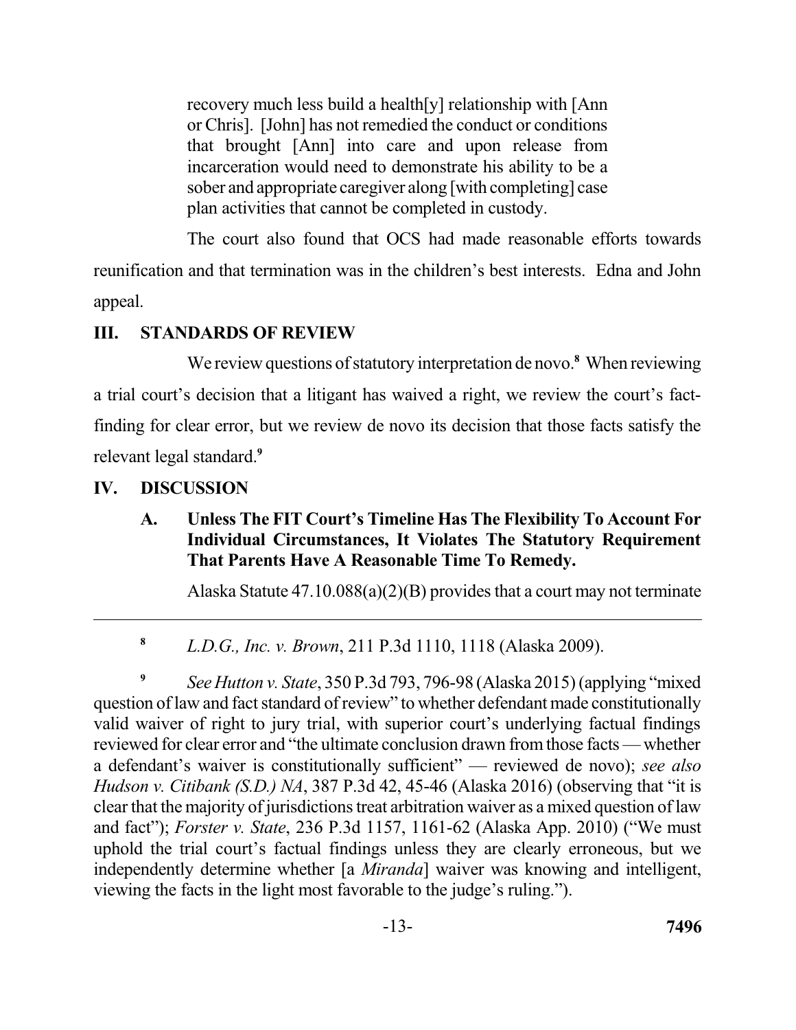> recovery much less build a health[y] relationship with [Ann or Chris]. [John] has not remedied the conduct or conditions that brought [Ann] into care and upon release from incarceration would need to demonstrate his ability to be a sober and appropriate caregiver along [with completing] case plan activities that cannot be completed in custody.

The court also found that OCS had made reasonable efforts towards reunification and that termination was in the children's best interests. Edna and John appeal.

## III. STANDARDS OF REVIEW

We review questions of statutory interpretation de novo.[8] When reviewing a trial court's decision that a litigant has waived a right, we review the court's fact-finding for clear error, but we review de novo its decision that those facts satisfy the relevant legal standard.[9]

## IV. DISCUSSION

### A. Unless The FIT Court's Timeline Has The Flexibility To Account For Individual Circumstances, It Violates The Statutory Requirement That Parents Have A Reasonable Time To Remedy.

Alaska Statute 47.10.088(a)(2)(B) provides that a court may not terminate

---

[8] *L.D.G., Inc. v. Brown*, 211 P.3d 1110, 1118 (Alaska 2009).

[9] *See Hutton v. State*, 350 P.3d 793, 796-98 (Alaska 2015) (applying "mixed question of law and fact standard of review" to whether defendant made constitutionally valid waiver of right to jury trial, with superior court's underlying factual findings reviewed for clear error and "the ultimate conclusion drawn from those facts — whether a defendant's waiver is constitutionally sufficient" — reviewed de novo); *see also Hudson v. Citibank (S.D.) NA*, 387 P.3d 42, 45-46 (Alaska 2016) (observing that "it is clear that the majority of jurisdictions treat arbitration waiver as a mixed question of law and fact"); *Forster v. State*, 236 P.3d 1157, 1161-62 (Alaska App. 2010) ("We must uphold the trial court's factual findings unless they are clearly erroneous, but we independently determine whether [a *Miranda*] waiver was knowing and intelligent, viewing the facts in the light most favorable to the judge's ruling.").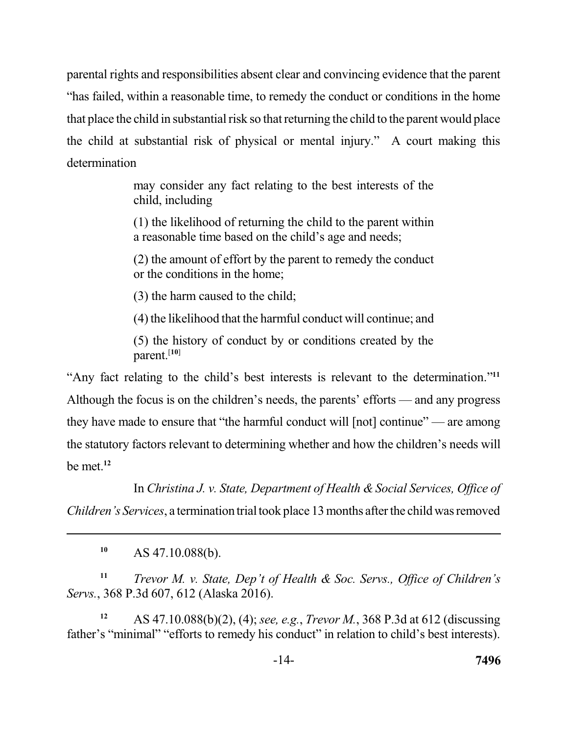parental rights and responsibilities absent clear and convincing evidence that the parent "has failed, within a reasonable time, to remedy the conduct or conditions in the home that place the child in substantial risk so that returning the child to the parent would place the child at substantial risk of physical or mental injury." A court making this determination

> may consider any fact relating to the best interests of the child, including
>
> (1) the likelihood of returning the child to the parent within a reasonable time based on the child's age and needs;
>
> (2) the amount of effort by the parent to remedy the conduct or the conditions in the home;
>
> (3) the harm caused to the child;
>
> (4) the likelihood that the harmful conduct will continue; and
>
> (5) the history of conduct by or conditions created by the parent.[10]

"Any fact relating to the child's best interests is relevant to the determination."[11] Although the focus is on the children's needs, the parents' efforts — and any progress they have made to ensure that "the harmful conduct will [not] continue" — are among the statutory factors relevant to determining whether and how the children's needs will be met.[12]

In *Christina J. v. State, Department of Health & Social Services, Office of Children's Services*, a termination trial took place 13 months after the child was removed

---

[10] AS 47.10.088(b).

[11] *Trevor M. v. State, Dep't of Health & Soc. Servs., Office of Children's Servs.*, 368 P.3d 607, 612 (Alaska 2016).

[12] AS 47.10.088(b)(2), (4); *see, e.g.*, *Trevor M.*, 368 P.3d at 612 (discussing father's "minimal" "efforts to remedy his conduct" in relation to child's best interests).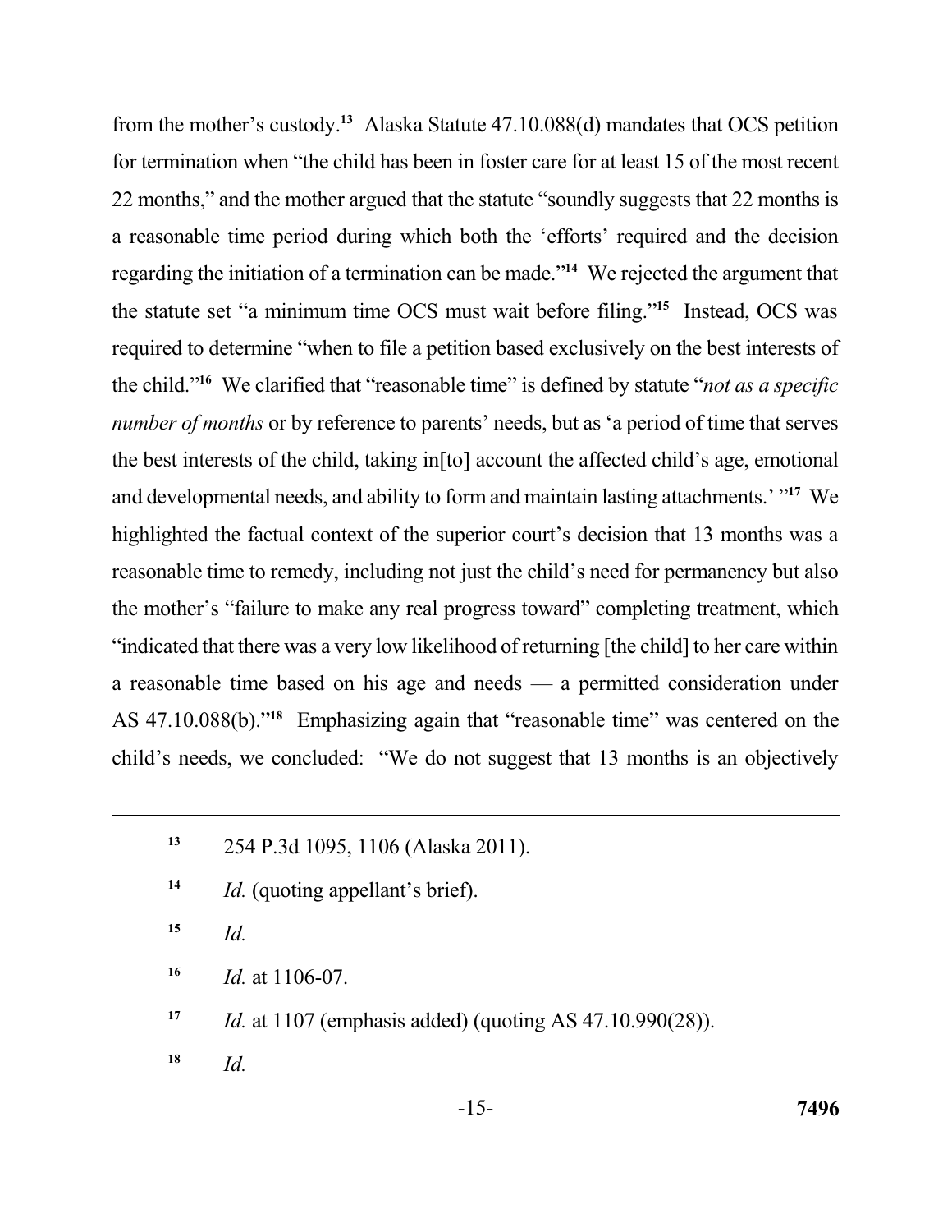from the mother's custody.[13] Alaska Statute 47.10.088(d) mandates that OCS petition for termination when "the child has been in foster care for at least 15 of the most recent 22 months," and the mother argued that the statute "soundly suggests that 22 months is a reasonable time period during which both the 'efforts' required and the decision regarding the initiation of a termination can be made."[14] We rejected the argument that the statute set "a minimum time OCS must wait before filing."[15] Instead, OCS was required to determine "when to file a petition based exclusively on the best interests of the child."[16] We clarified that "reasonable time" is defined by statute "*not as a specific number of months* or by reference to parents' needs, but as 'a period of time that serves the best interests of the child, taking in[to] account the affected child's age, emotional and developmental needs, and ability to form and maintain lasting attachments.' "[17] We highlighted the factual context of the superior court's decision that 13 months was a reasonable time to remedy, including not just the child's need for permanency but also the mother's "failure to make any real progress toward" completing treatment, which "indicated that there was a very low likelihood of returning [the child] to her care within a reasonable time based on his age and needs — a permitted consideration under AS 47.10.088(b)."[18] Emphasizing again that "reasonable time" was centered on the child's needs, we concluded: "We do not suggest that 13 months is an objectively

---

[13] 254 P.3d 1095, 1106 (Alaska 2011).

[14] *Id.* (quoting appellant's brief).

[15] *Id.*

[16] *Id.* at 1106-07.

[17] *Id.* at 1107 (emphasis added) (quoting AS 47.10.990(28)).

[18] *Id.*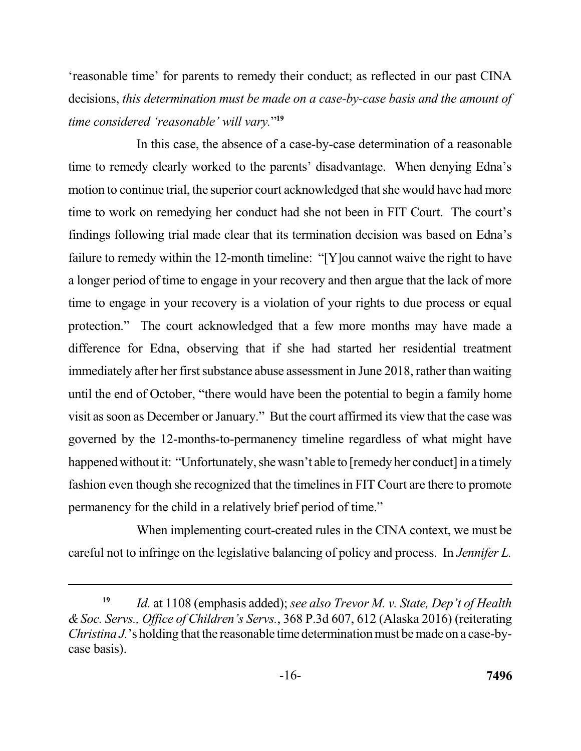'reasonable time' for parents to remedy their conduct; as reflected in our past CINA decisions, *this determination must be made on a case-by-case basis and the amount of time considered 'reasonable' will vary.*"[19]

In this case, the absence of a case-by-case determination of a reasonable time to remedy clearly worked to the parents' disadvantage. When denying Edna's motion to continue trial, the superior court acknowledged that she would have had more time to work on remedying her conduct had she not been in FIT Court. The court's findings following trial made clear that its termination decision was based on Edna's failure to remedy within the 12-month timeline: "[Y]ou cannot waive the right to have a longer period of time to engage in your recovery and then argue that the lack of more time to engage in your recovery is a violation of your rights to due process or equal protection." The court acknowledged that a few more months may have made a difference for Edna, observing that if she had started her residential treatment immediately after her first substance abuse assessment in June 2018, rather than waiting until the end of October, "there would have been the potential to begin a family home visit as soon as December or January." But the court affirmed its view that the case was governed by the 12-months-to-permanency timeline regardless of what might have happened without it: "Unfortunately, she wasn't able to [remedy her conduct] in a timely fashion even though she recognized that the timelines in FIT Court are there to promote permanency for the child in a relatively brief period of time."

When implementing court-created rules in the CINA context, we must be careful not to infringe on the legislative balancing of policy and process. In *Jennifer L.*

---

[19] *Id.* at 1108 (emphasis added); *see also Trevor M. v. State, Dep't of Health & Soc. Servs., Office of Children's Servs.*, 368 P.3d 607, 612 (Alaska 2016) (reiterating *Christina J.*'s holding that the reasonable time determination must be made on a case-by-case basis).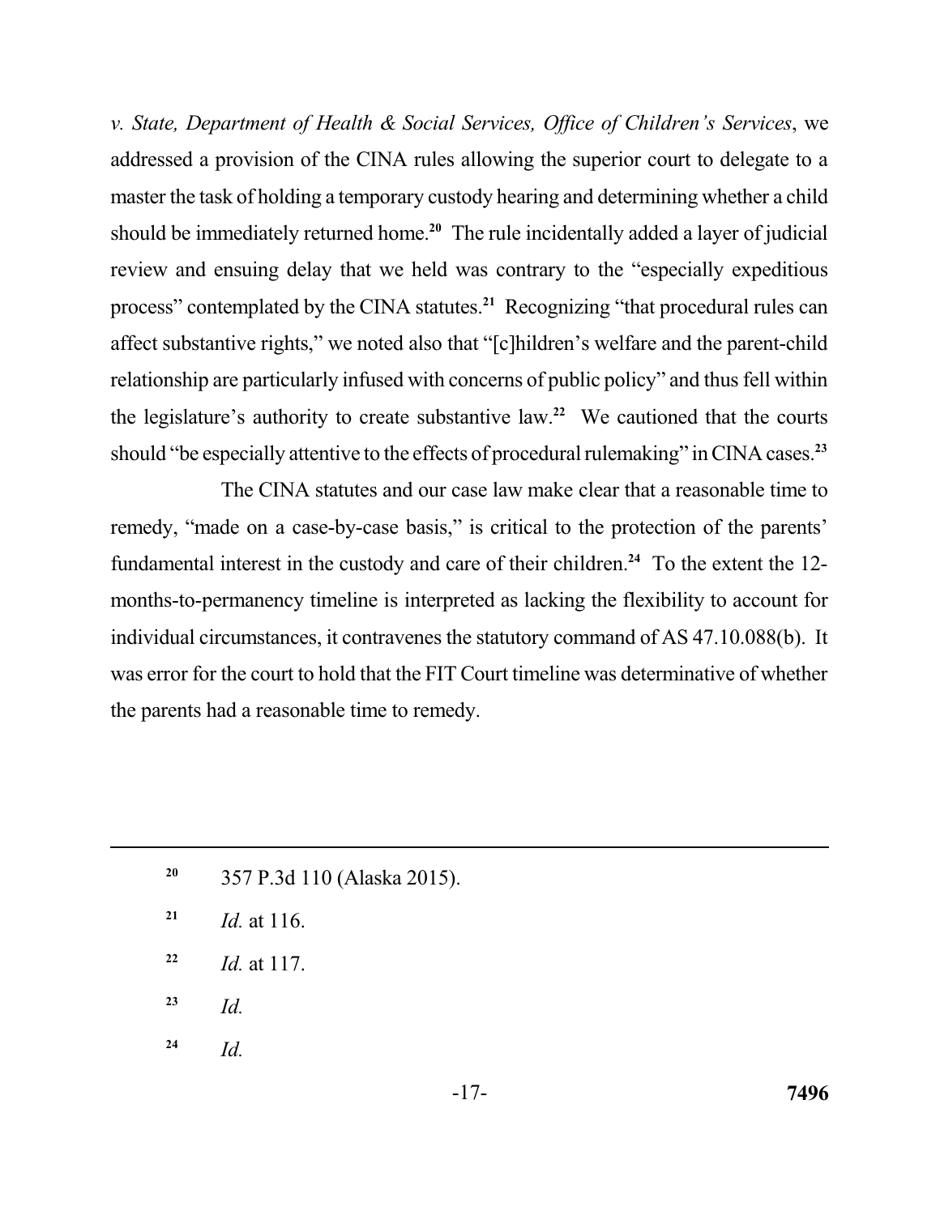*v. State, Department of Health & Social Services, Office of Children's Services*, we addressed a provision of the CINA rules allowing the superior court to delegate to a master the task of holding a temporary custody hearing and determining whether a child should be immediately returned home.[20] The rule incidentally added a layer of judicial review and ensuing delay that we held was contrary to the "especially expeditious process" contemplated by the CINA statutes.[21] Recognizing "that procedural rules can affect substantive rights," we noted also that "[c]hildren's welfare and the parent-child relationship are particularly infused with concerns of public policy" and thus fell within the legislature's authority to create substantive law.[22] We cautioned that the courts should "be especially attentive to the effects of procedural rulemaking" in CINA cases.[23]

The CINA statutes and our case law make clear that a reasonable time to remedy, "made on a case-by-case basis," is critical to the protection of the parents' fundamental interest in the custody and care of their children.[24] To the extent the 12-months-to-permanency timeline is interpreted as lacking the flexibility to account for individual circumstances, it contravenes the statutory command of AS 47.10.088(b). It was error for the court to hold that the FIT Court timeline was determinative of whether the parents had a reasonable time to remedy.

---

[20] 357 P.3d 110 (Alaska 2015).

[21] *Id.* at 116.

[22] *Id.* at 117.

[23] *Id.*

[24] *Id.*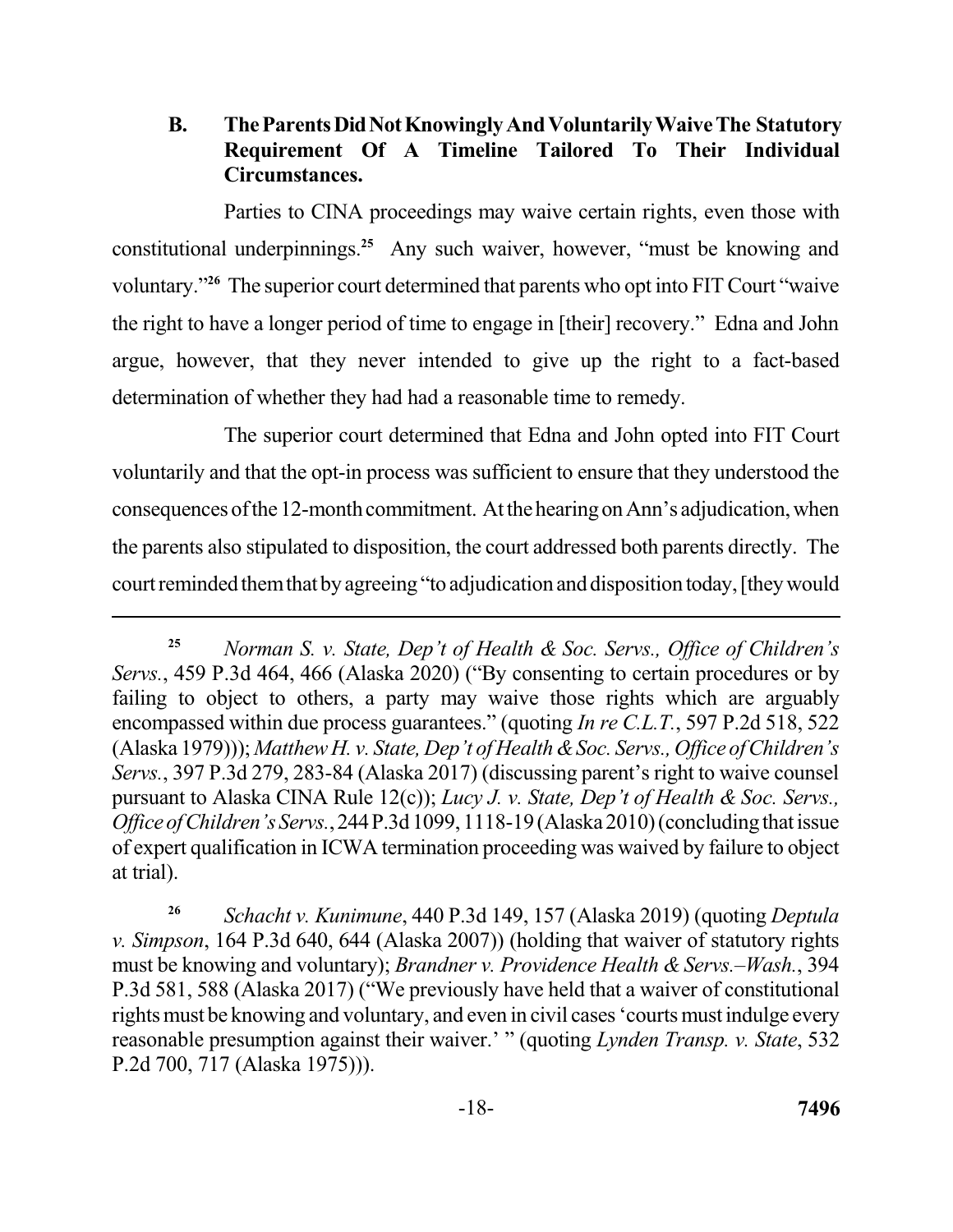### B. The Parents Did Not Knowingly And Voluntarily Waive The Statutory Requirement Of A Timeline Tailored To Their Individual Circumstances.

Parties to CINA proceedings may waive certain rights, even those with constitutional underpinnings.[25] Any such waiver, however, "must be knowing and voluntary."[26] The superior court determined that parents who opt into FIT Court "waive the right to have a longer period of time to engage in [their] recovery." Edna and John argue, however, that they never intended to give up the right to a fact-based determination of whether they had had a reasonable time to remedy.

The superior court determined that Edna and John opted into FIT Court voluntarily and that the opt-in process was sufficient to ensure that they understood the consequences of the 12-month commitment. At the hearing on Ann's adjudication, when the parents also stipulated to disposition, the court addressed both parents directly. The court reminded them that by agreeing "to adjudication and disposition today, [they would

---

[25] *Norman S. v. State, Dep't of Health & Soc. Servs., Office of Children's Servs.*, 459 P.3d 464, 466 (Alaska 2020) ("By consenting to certain procedures or by failing to object to others, a party may waive those rights which are arguably encompassed within due process guarantees." (quoting *In re C.L.T.*, 597 P.2d 518, 522 (Alaska 1979))); *Matthew H. v. State, Dep't of Health & Soc. Servs., Office of Children's Servs.*, 397 P.3d 279, 283-84 (Alaska 2017) (discussing parent's right to waive counsel pursuant to Alaska CINA Rule 12(c)); *Lucy J. v. State, Dep't of Health & Soc. Servs., Office of Children's Servs.*, 244 P.3d 1099, 1118-19 (Alaska 2010) (concluding that issue of expert qualification in ICWA termination proceeding was waived by failure to object at trial).

[26] *Schacht v. Kunimune*, 440 P.3d 149, 157 (Alaska 2019) (quoting *Deptula v. Simpson*, 164 P.3d 640, 644 (Alaska 2007)) (holding that waiver of statutory rights must be knowing and voluntary); *Brandner v. Providence Health & Servs.–Wash.*, 394 P.3d 581, 588 (Alaska 2017) ("We previously have held that a waiver of constitutional rights must be knowing and voluntary, and even in civil cases 'courts must indulge every reasonable presumption against their waiver.' " (quoting *Lynden Transp. v. State*, 532 P.2d 700, 717 (Alaska 1975))).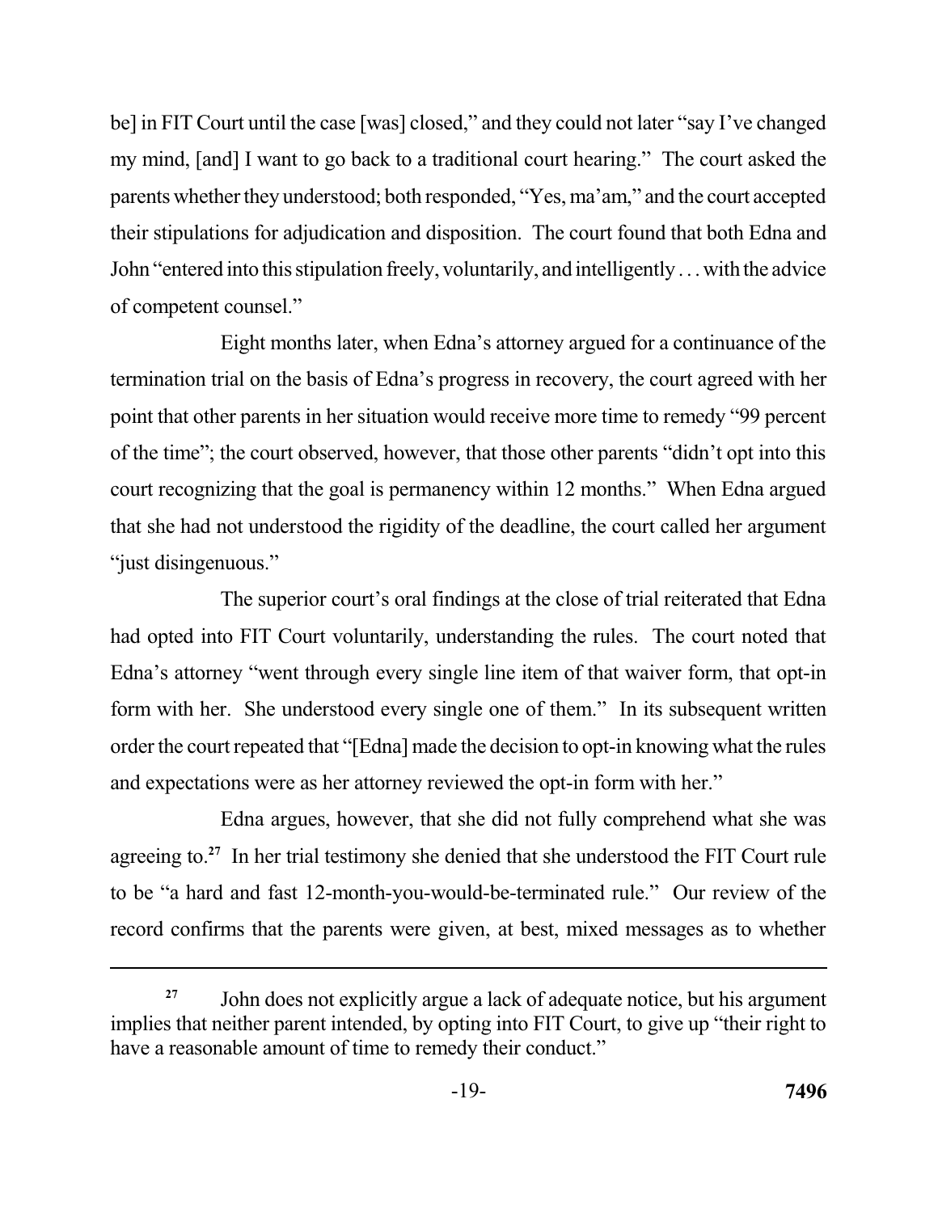be] in FIT Court until the case [was] closed," and they could not later "say I've changed my mind, [and] I want to go back to a traditional court hearing." The court asked the parents whether they understood; both responded, "Yes, ma'am," and the court accepted their stipulations for adjudication and disposition. The court found that both Edna and John "entered into this stipulation freely, voluntarily, and intelligently . . . with the advice of competent counsel."

Eight months later, when Edna's attorney argued for a continuance of the termination trial on the basis of Edna's progress in recovery, the court agreed with her point that other parents in her situation would receive more time to remedy "99 percent of the time"; the court observed, however, that those other parents "didn't opt into this court recognizing that the goal is permanency within 12 months." When Edna argued that she had not understood the rigidity of the deadline, the court called her argument "just disingenuous."

The superior court's oral findings at the close of trial reiterated that Edna had opted into FIT Court voluntarily, understanding the rules. The court noted that Edna's attorney "went through every single line item of that waiver form, that opt-in form with her. She understood every single one of them." In its subsequent written order the court repeated that "[Edna] made the decision to opt-in knowing what the rules and expectations were as her attorney reviewed the opt-in form with her."

Edna argues, however, that she did not fully comprehend what she was agreeing to.[27] In her trial testimony she denied that she understood the FIT Court rule to be "a hard and fast 12-month-you-would-be-terminated rule." Our review of the record confirms that the parents were given, at best, mixed messages as to whether

---

[27] John does not explicitly argue a lack of adequate notice, but his argument implies that neither parent intended, by opting into FIT Court, to give up "their right to have a reasonable amount of time to remedy their conduct."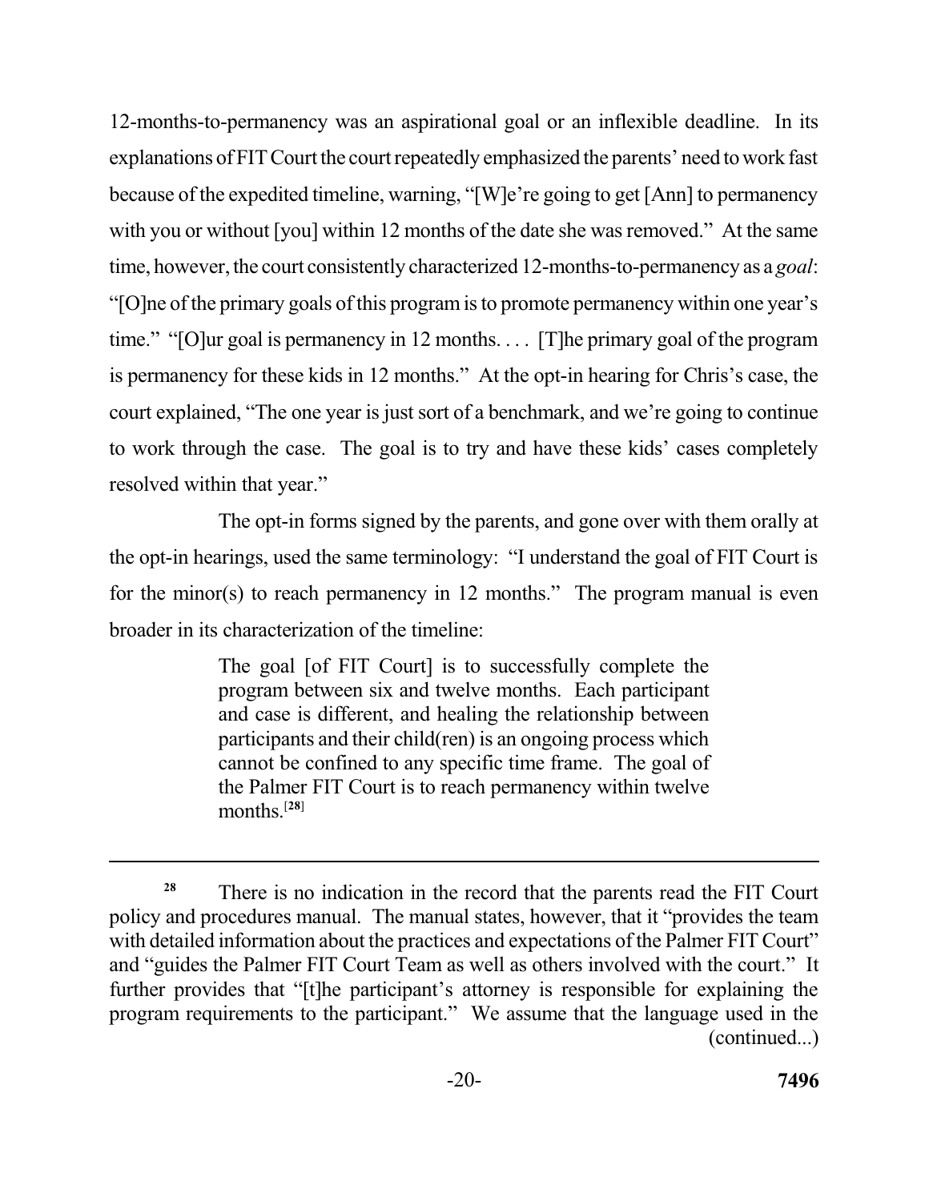12-months-to-permanency was an aspirational goal or an inflexible deadline. In its explanations of FIT Court the court repeatedly emphasized the parents' need to work fast because of the expedited timeline, warning, "[W]e're going to get [Ann] to permanency with you or without [you] within 12 months of the date she was removed." At the same time, however, the court consistently characterized 12-months-to-permanency as a *goal*: "[O]ne of the primary goals of this program is to promote permanency within one year's time." "[O]ur goal is permanency in 12 months. . . . [T]he primary goal of the program is permanency for these kids in 12 months." At the opt-in hearing for Chris's case, the court explained, "The one year is just sort of a benchmark, and we're going to continue to work through the case. The goal is to try and have these kids' cases completely resolved within that year."

The opt-in forms signed by the parents, and gone over with them orally at the opt-in hearings, used the same terminology: "I understand the goal of FIT Court is for the minor(s) to reach permanency in 12 months." The program manual is even broader in its characterization of the timeline:

> The goal [of FIT Court] is to successfully complete the program between six and twelve months. Each participant and case is different, and healing the relationship between participants and their child(ren) is an ongoing process which cannot be confined to any specific time frame. The goal of the Palmer FIT Court is to reach permanency within twelve months.[28]

---

[28] There is no indication in the record that the parents read the FIT Court policy and procedures manual. The manual states, however, that it "provides the team with detailed information about the practices and expectations of the Palmer FIT Court" and "guides the Palmer FIT Court Team as well as others involved with the court." It further provides that "[t]he participant's attorney is responsible for explaining the program requirements to the participant." We assume that the language used in the (continued...)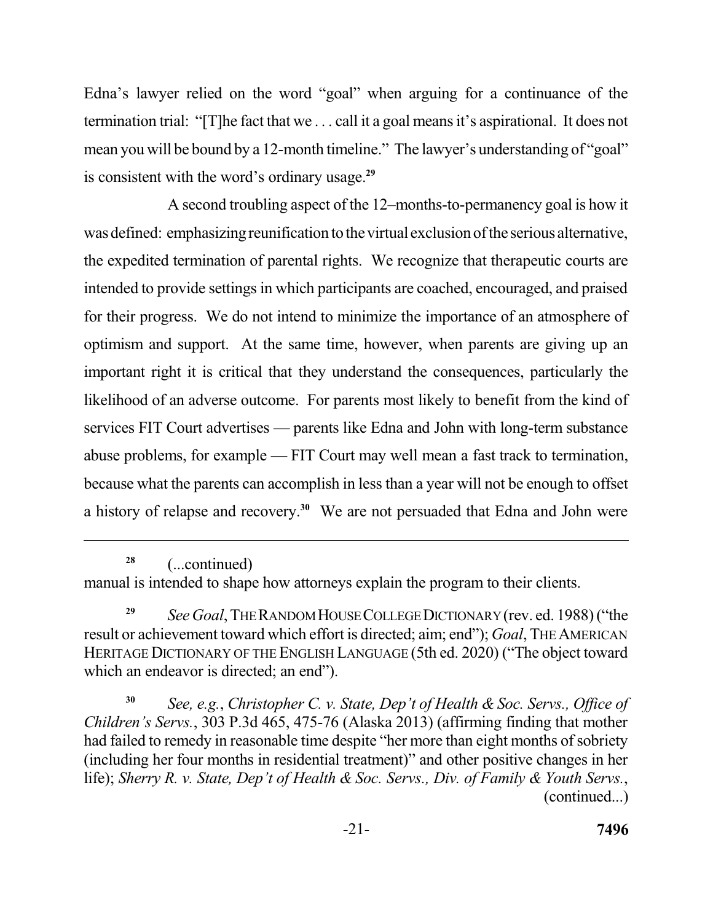Edna's lawyer relied on the word "goal" when arguing for a continuance of the termination trial: "[T]he fact that we . . . call it a goal means it's aspirational. It does not mean you will be bound by a 12-month timeline." The lawyer's understanding of "goal" is consistent with the word's ordinary usage.[29]

A second troubling aspect of the 12–months-to-permanency goal is how it was defined: emphasizing reunification to the virtual exclusion of the serious alternative, the expedited termination of parental rights. We recognize that therapeutic courts are intended to provide settings in which participants are coached, encouraged, and praised for their progress. We do not intend to minimize the importance of an atmosphere of optimism and support. At the same time, however, when parents are giving up an important right it is critical that they understand the consequences, particularly the likelihood of an adverse outcome. For parents most likely to benefit from the kind of services FIT Court advertises — parents like Edna and John with long-term substance abuse problems, for example — FIT Court may well mean a fast track to termination, because what the parents can accomplish in less than a year will not be enough to offset a history of relapse and recovery.[30] We are not persuaded that Edna and John were

---

[28] (...continued)
manual is intended to shape how attorneys explain the program to their clients.

[29] *See Goal*, THE RANDOM HOUSE COLLEGE DICTIONARY (rev. ed. 1988) ("the result or achievement toward which effort is directed; aim; end"); *Goal*, THE AMERICAN HERITAGE DICTIONARY OF THE ENGLISH LANGUAGE (5th ed. 2020) ("The object toward which an endeavor is directed; an end").

[30] *See, e.g.*, *Christopher C. v. State, Dep't of Health & Soc. Servs., Office of Children's Servs.*, 303 P.3d 465, 475-76 (Alaska 2013) (affirming finding that mother had failed to remedy in reasonable time despite "her more than eight months of sobriety (including her four months in residential treatment)" and other positive changes in her life); *Sherry R. v. State, Dep't of Health & Soc. Servs., Div. of Family & Youth Servs.*, (continued...)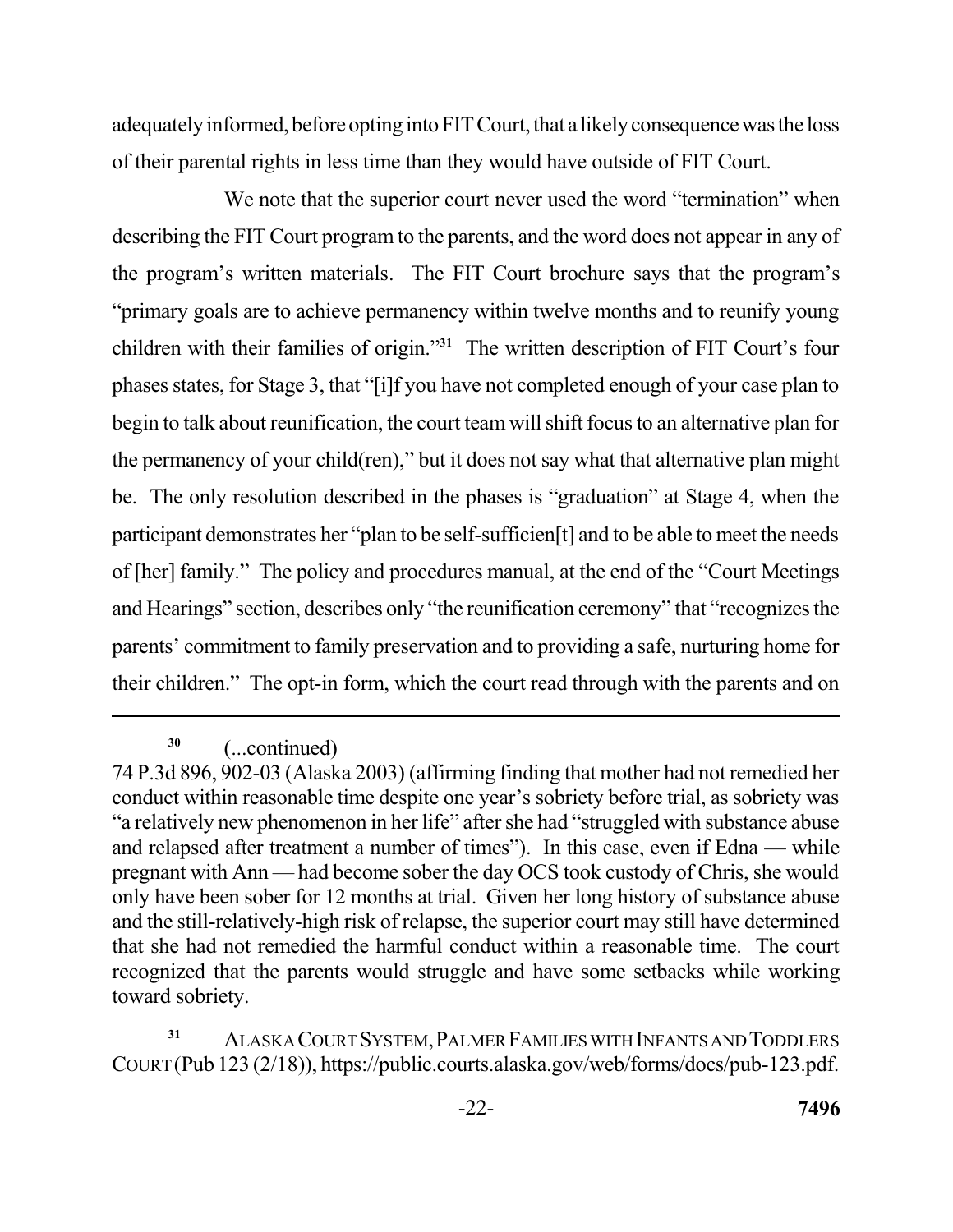adequately informed, before opting into FIT Court, that a likely consequence was the loss of their parental rights in less time than they would have outside of FIT Court.

We note that the superior court never used the word "termination" when describing the FIT Court program to the parents, and the word does not appear in any of the program's written materials. The FIT Court brochure says that the program's "primary goals are to achieve permanency within twelve months and to reunify young children with their families of origin."[31] The written description of FIT Court's four phases states, for Stage 3, that "[i]f you have not completed enough of your case plan to begin to talk about reunification, the court team will shift focus to an alternative plan for the permanency of your child(ren)," but it does not say what that alternative plan might be. The only resolution described in the phases is "graduation" at Stage 4, when the participant demonstrates her "plan to be self-sufficien[t] and to be able to meet the needs of [her] family." The policy and procedures manual, at the end of the "Court Meetings and Hearings" section, describes only "the reunification ceremony" that "recognizes the parents' commitment to family preservation and to providing a safe, nurturing home for their children." The opt-in form, which the court read through with the parents and on

---

[30] (...continued)
74 P.3d 896, 902-03 (Alaska 2003) (affirming finding that mother had not remedied her conduct within reasonable time despite one year's sobriety before trial, as sobriety was "a relatively new phenomenon in her life" after she had "struggled with substance abuse and relapsed after treatment a number of times"). In this case, even if Edna — while pregnant with Ann — had become sober the day OCS took custody of Chris, she would only have been sober for 12 months at trial. Given her long history of substance abuse and the still-relatively-high risk of relapse, the superior court may still have determined that she had not remedied the harmful conduct within a reasonable time. The court recognized that the parents would struggle and have some setbacks while working toward sobriety.

[31] ALASKA COURT SYSTEM, PALMER FAMILIES WITH INFANTS AND TODDLERS COURT (Pub 123 (2/18)), https://public.courts.alaska.gov/web/forms/docs/pub-123.pdf.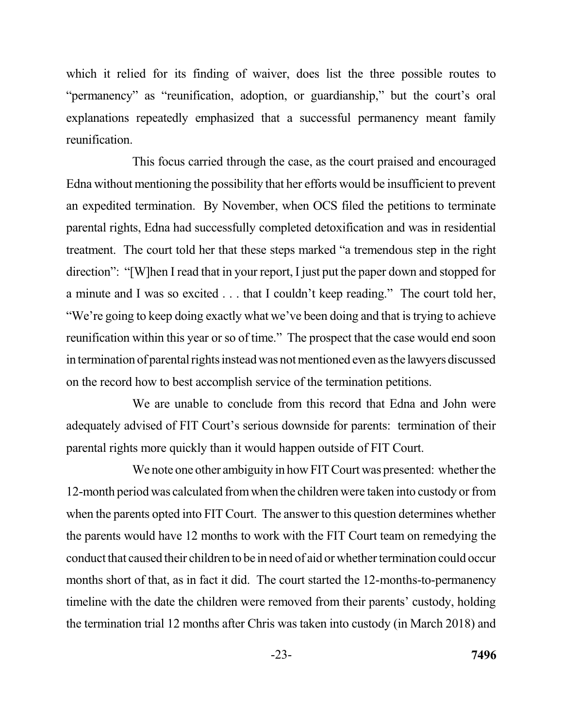which it relied for its finding of waiver, does list the three possible routes to "permanency" as "reunification, adoption, or guardianship," but the court's oral explanations repeatedly emphasized that a successful permanency meant family reunification.

This focus carried through the case, as the court praised and encouraged Edna without mentioning the possibility that her efforts would be insufficient to prevent an expedited termination. By November, when OCS filed the petitions to terminate parental rights, Edna had successfully completed detoxification and was in residential treatment. The court told her that these steps marked "a tremendous step in the right direction": "[W]hen I read that in your report, I just put the paper down and stopped for a minute and I was so excited . . . that I couldn't keep reading." The court told her, "We're going to keep doing exactly what we've been doing and that is trying to achieve reunification within this year or so of time." The prospect that the case would end soon in termination of parental rights instead was not mentioned even as the lawyers discussed on the record how to best accomplish service of the termination petitions.

We are unable to conclude from this record that Edna and John were adequately advised of FIT Court's serious downside for parents: termination of their parental rights more quickly than it would happen outside of FIT Court.

We note one other ambiguity in how FIT Court was presented: whether the 12-month period was calculated from when the children were taken into custody or from when the parents opted into FIT Court. The answer to this question determines whether the parents would have 12 months to work with the FIT Court team on remedying the conduct that caused their children to be in need of aid or whether termination could occur months short of that, as in fact it did. The court started the 12-months-to-permanency timeline with the date the children were removed from their parents' custody, holding the termination trial 12 months after Chris was taken into custody (in March 2018) and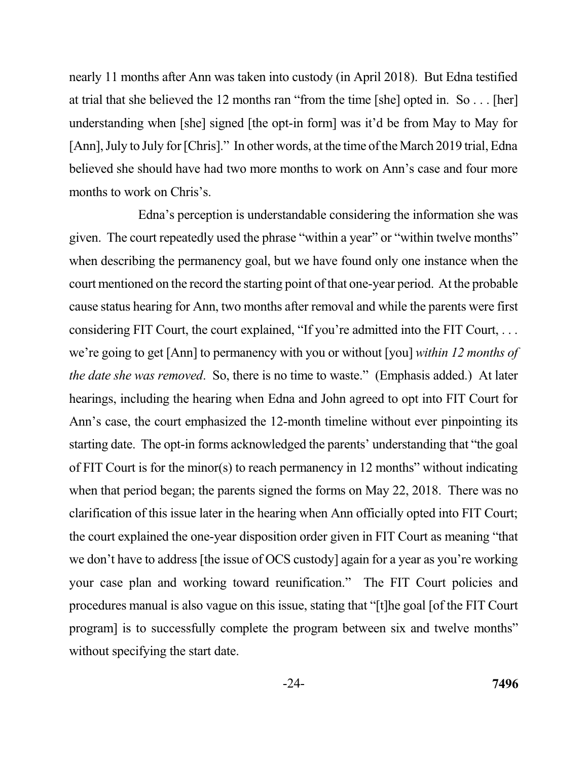nearly 11 months after Ann was taken into custody (in April 2018). But Edna testified at trial that she believed the 12 months ran "from the time [she] opted in. So . . . [her] understanding when [she] signed [the opt-in form] was it'd be from May to May for [Ann], July to July for [Chris]." In other words, at the time of the March 2019 trial, Edna believed she should have had two more months to work on Ann's case and four more months to work on Chris's.

Edna's perception is understandable considering the information she was given. The court repeatedly used the phrase "within a year" or "within twelve months" when describing the permanency goal, but we have found only one instance when the court mentioned on the record the starting point of that one-year period. At the probable cause status hearing for Ann, two months after removal and while the parents were first considering FIT Court, the court explained, "If you're admitted into the FIT Court, . . . we're going to get [Ann] to permanency with you or without [you] *within 12 months of the date she was removed*. So, there is no time to waste." (Emphasis added.) At later hearings, including the hearing when Edna and John agreed to opt into FIT Court for Ann's case, the court emphasized the 12-month timeline without ever pinpointing its starting date. The opt-in forms acknowledged the parents' understanding that "the goal of FIT Court is for the minor(s) to reach permanency in 12 months" without indicating when that period began; the parents signed the forms on May 22, 2018. There was no clarification of this issue later in the hearing when Ann officially opted into FIT Court; the court explained the one-year disposition order given in FIT Court as meaning "that we don't have to address [the issue of OCS custody] again for a year as you're working your case plan and working toward reunification." The FIT Court policies and procedures manual is also vague on this issue, stating that "[t]he goal [of the FIT Court program] is to successfully complete the program between six and twelve months" without specifying the start date.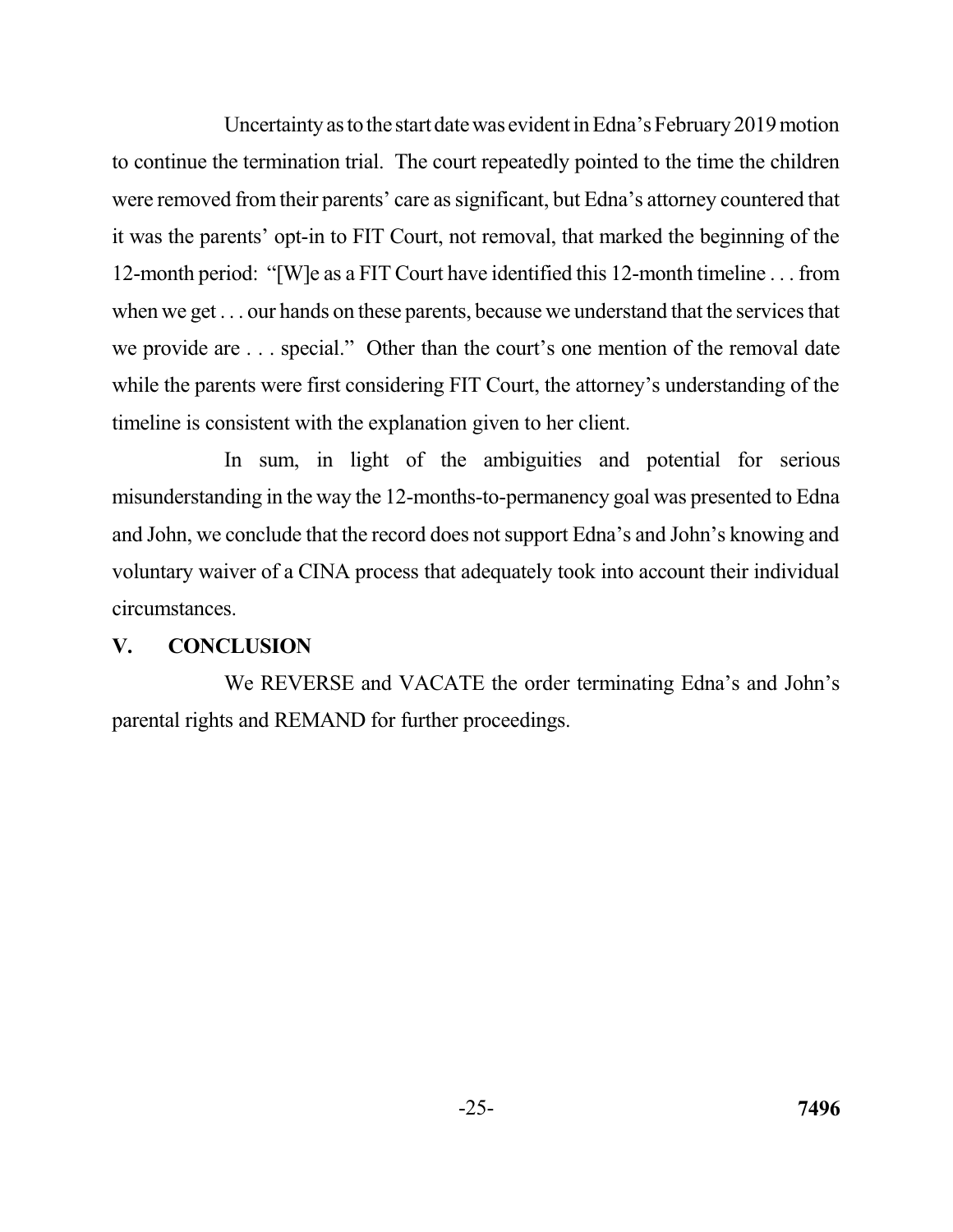Uncertainty as to the start date was evident in Edna's February 2019 motion to continue the termination trial. The court repeatedly pointed to the time the children were removed from their parents' care as significant, but Edna's attorney countered that it was the parents' opt-in to FIT Court, not removal, that marked the beginning of the 12-month period: "[W]e as a FIT Court have identified this 12-month timeline . . . from when we get . . . our hands on these parents, because we understand that the services that we provide are . . . special." Other than the court's one mention of the removal date while the parents were first considering FIT Court, the attorney's understanding of the timeline is consistent with the explanation given to her client.

In sum, in light of the ambiguities and potential for serious misunderstanding in the way the 12-months-to-permanency goal was presented to Edna and John, we conclude that the record does not support Edna's and John's knowing and voluntary waiver of a CINA process that adequately took into account their individual circumstances.

## V. CONCLUSION

We REVERSE and VACATE the order terminating Edna's and John's parental rights and REMAND for further proceedings.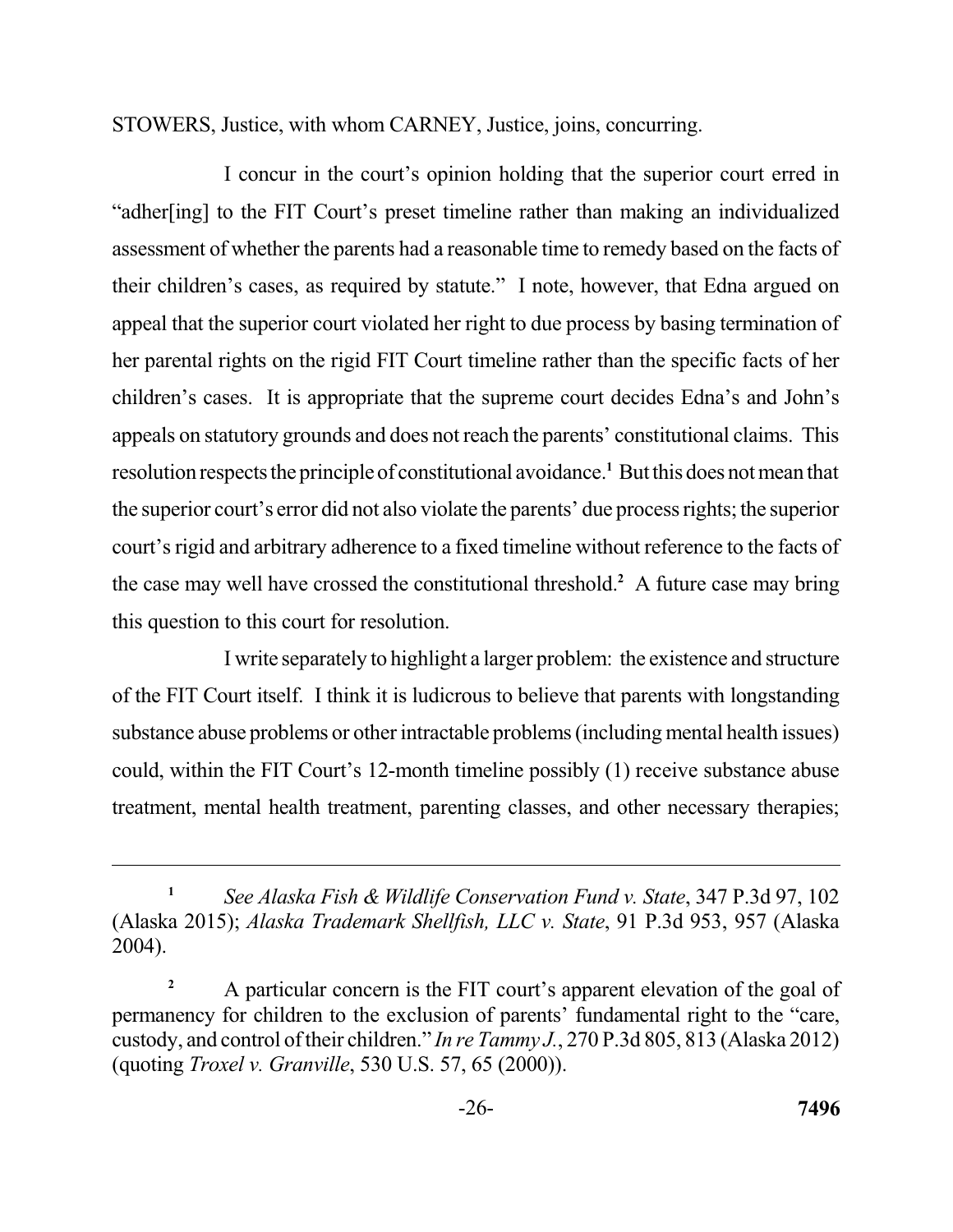STOWERS, Justice, with whom CARNEY, Justice, joins, concurring.

I concur in the court's opinion holding that the superior court erred in "adher[ing] to the FIT Court's preset timeline rather than making an individualized assessment of whether the parents had a reasonable time to remedy based on the facts of their children's cases, as required by statute." I note, however, that Edna argued on appeal that the superior court violated her right to due process by basing termination of her parental rights on the rigid FIT Court timeline rather than the specific facts of her children's cases. It is appropriate that the supreme court decides Edna's and John's appeals on statutory grounds and does not reach the parents' constitutional claims. This resolution respects the principle of constitutional avoidance.[1] But this does not mean that the superior court's error did not also violate the parents' due process rights; the superior court's rigid and arbitrary adherence to a fixed timeline without reference to the facts of the case may well have crossed the constitutional threshold.[2] A future case may bring this question to this court for resolution.

I write separately to highlight a larger problem: the existence and structure of the FIT Court itself. I think it is ludicrous to believe that parents with longstanding substance abuse problems or other intractable problems (including mental health issues) could, within the FIT Court's 12-month timeline possibly (1) receive substance abuse treatment, mental health treatment, parenting classes, and other necessary therapies;

---

[1] *See Alaska Fish & Wildlife Conservation Fund v. State*, 347 P.3d 97, 102 (Alaska 2015); *Alaska Trademark Shellfish, LLC v. State*, 91 P.3d 953, 957 (Alaska 2004).

[2] A particular concern is the FIT court's apparent elevation of the goal of permanency for children to the exclusion of parents' fundamental right to the "care, custody, and control of their children." *In re Tammy J.*, 270 P.3d 805, 813 (Alaska 2012) (quoting *Troxel v. Granville*, 530 U.S. 57, 65 (2000)).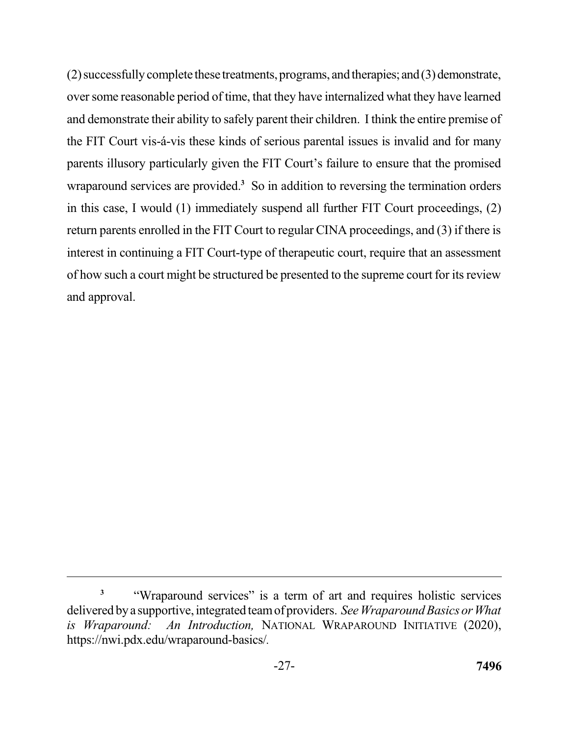(2) successfully complete these treatments, programs, and therapies; and (3) demonstrate, over some reasonable period of time, that they have internalized what they have learned and demonstrate their ability to safely parent their children. I think the entire premise of the FIT Court vis-á-vis these kinds of serious parental issues is invalid and for many parents illusory particularly given the FIT Court's failure to ensure that the promised wraparound services are provided.[3] So in addition to reversing the termination orders in this case, I would (1) immediately suspend all further FIT Court proceedings, (2) return parents enrolled in the FIT Court to regular CINA proceedings, and (3) if there is interest in continuing a FIT Court-type of therapeutic court, require that an assessment of how such a court might be structured be presented to the supreme court for its review and approval.

---

[3] "Wraparound services" is a term of art and requires holistic services delivered by a supportive, integrated team of providers. *See Wraparound Basics or What is Wraparound: An Introduction,* NATIONAL WRAPAROUND INITIATIVE (2020), https://nwi.pdx.edu/wraparound-basics/.